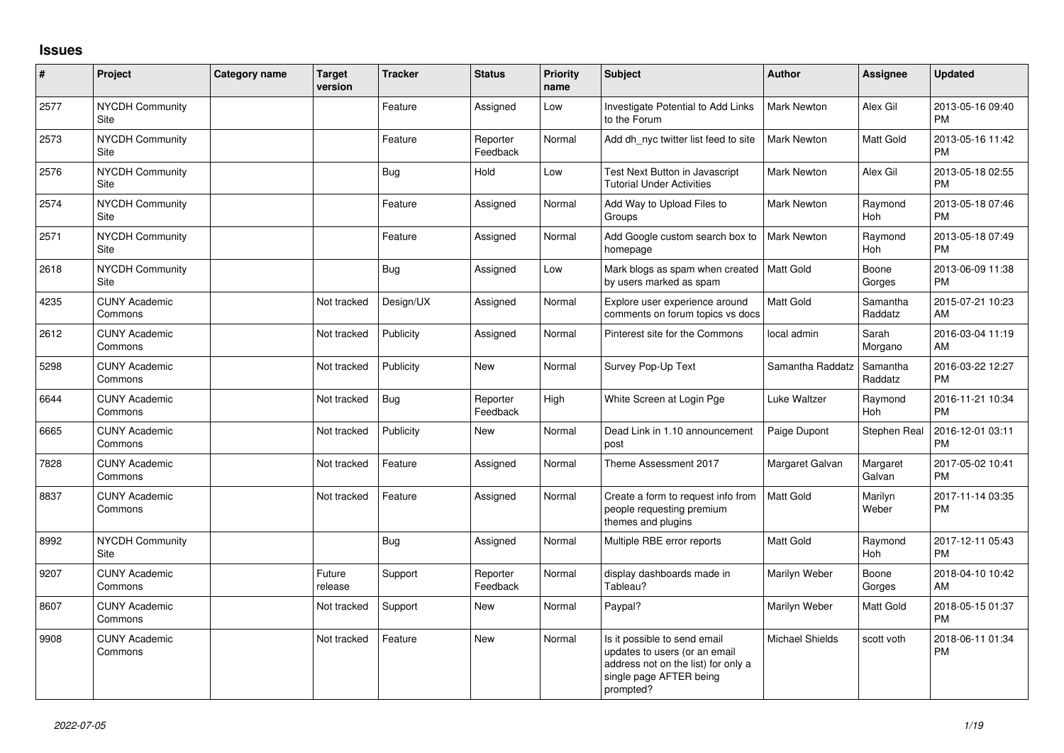## Issues

| # | Project | Category name | Target version | Tracker | Status | Priority name | Subject | Author | Assignee | Updated |
|---|---|---|---|---|---|---|---|---|---|---|
| 2577 | NYCDH Community Site | | | Feature | Assigned | Low | Investigate Potential to Add Links to the Forum | Mark Newton | Alex Gil | 2013-05-16 09:40 PM |
| 2573 | NYCDH Community Site | | | Feature | Reporter Feedback | Normal | Add dh_nyc twitter list feed to site | Mark Newton | Matt Gold | 2013-05-16 11:42 PM |
| 2576 | NYCDH Community Site | | | Bug | Hold | Low | Test Next Button in Javascript Tutorial Under Activities | Mark Newton | Alex Gil | 2013-05-18 02:55 PM |
| 2574 | NYCDH Community Site | | | Feature | Assigned | Normal | Add Way to Upload Files to Groups | Mark Newton | Raymond Hoh | 2013-05-18 07:46 PM |
| 2571 | NYCDH Community Site | | | Feature | Assigned | Normal | Add Google custom search box to homepage | Mark Newton | Raymond Hoh | 2013-05-18 07:49 PM |
| 2618 | NYCDH Community Site | | | Bug | Assigned | Low | Mark blogs as spam when created by users marked as spam | Matt Gold | Boone Gorges | 2013-06-09 11:38 PM |
| 4235 | CUNY Academic Commons | | Not tracked | Design/UX | Assigned | Normal | Explore user experience around comments on forum topics vs docs | Matt Gold | Samantha Raddatz | 2015-07-21 10:23 AM |
| 2612 | CUNY Academic Commons | | Not tracked | Publicity | Assigned | Normal | Pinterest site for the Commons | local admin | Sarah Morgano | 2016-03-04 11:19 AM |
| 5298 | CUNY Academic Commons | | Not tracked | Publicity | New | Normal | Survey Pop-Up Text | Samantha Raddatz | Samantha Raddatz | 2016-03-22 12:27 PM |
| 6644 | CUNY Academic Commons | | Not tracked | Bug | Reporter Feedback | High | White Screen at Login Pge | Luke Waltzer | Raymond Hoh | 2016-11-21 10:34 PM |
| 6665 | CUNY Academic Commons | | Not tracked | Publicity | New | Normal | Dead Link in 1.10 announcement post | Paige Dupont | Stephen Real | 2016-12-01 03:11 PM |
| 7828 | CUNY Academic Commons | | Not tracked | Feature | Assigned | Normal | Theme Assessment 2017 | Margaret Galvan | Margaret Galvan | 2017-05-02 10:41 PM |
| 8837 | CUNY Academic Commons | | Not tracked | Feature | Assigned | Normal | Create a form to request info from people requesting premium themes and plugins | Matt Gold | Marilyn Weber | 2017-11-14 03:35 PM |
| 8992 | NYCDH Community Site | | | Bug | Assigned | Normal | Multiple RBE error reports | Matt Gold | Raymond Hoh | 2017-12-11 05:43 PM |
| 9207 | CUNY Academic Commons | | Future release | Support | Reporter Feedback | Normal | display dashboards made in Tableau? | Marilyn Weber | Boone Gorges | 2018-04-10 10:42 AM |
| 8607 | CUNY Academic Commons | | Not tracked | Support | New | Normal | Paypal? | Marilyn Weber | Matt Gold | 2018-05-15 01:37 PM |
| 9908 | CUNY Academic Commons | | Not tracked | Feature | New | Normal | Is it possible to send email updates to users (or an email address not on the list) for only a single page AFTER being prompted? | Michael Shields | scott voth | 2018-06-11 01:34 PM |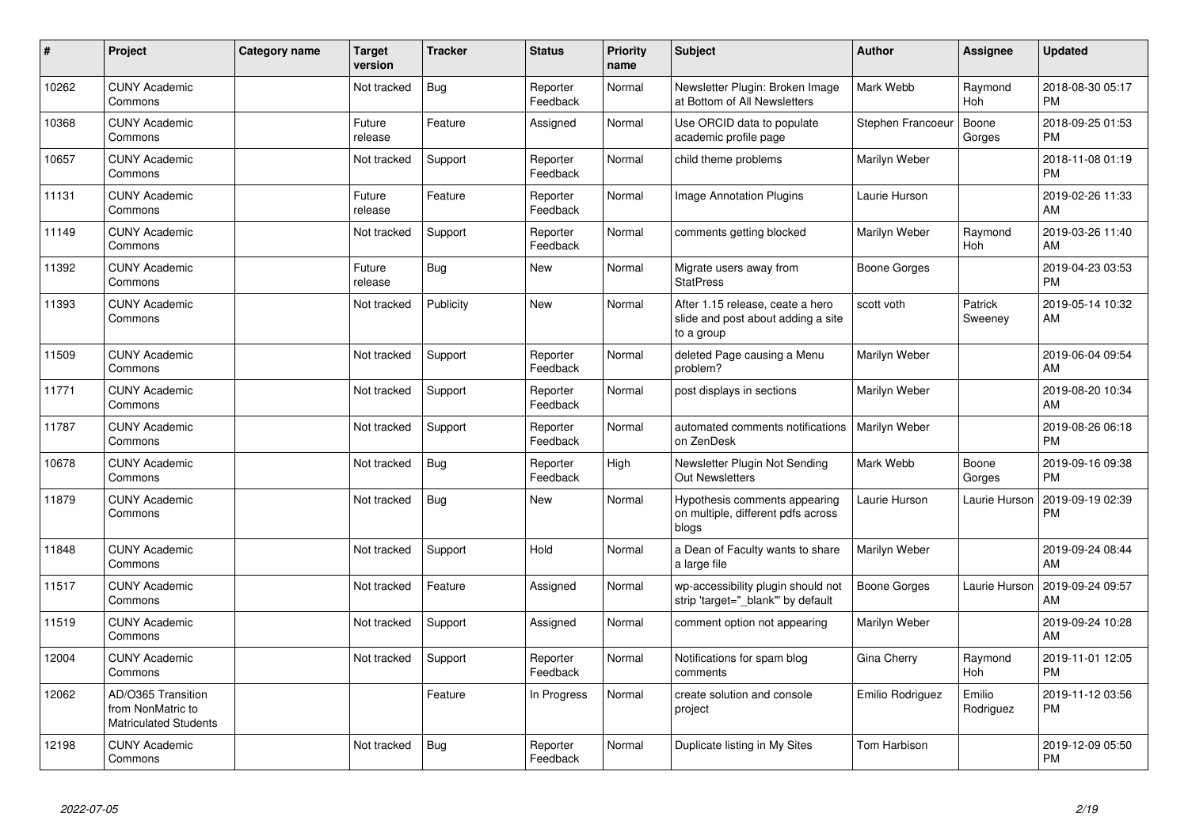| # | Project | Category name | Target version | Tracker | Status | Priority name | Subject | Author | Assignee | Updated |
|---|---|---|---|---|---|---|---|---|---|---|
| 10262 | CUNY Academic Commons | | Not tracked | Bug | Reporter Feedback | Normal | Newsletter Plugin: Broken Image at Bottom of All Newsletters | Mark Webb | Raymond Hoh | 2018-08-30 05:17 PM |
| 10368 | CUNY Academic Commons | | Future release | Feature | Assigned | Normal | Use ORCID data to populate academic profile page | Stephen Francoeur | Boone Gorges | 2018-09-25 01:53 PM |
| 10657 | CUNY Academic Commons | | Not tracked | Support | Reporter Feedback | Normal | child theme problems | Marilyn Weber | | 2018-11-08 01:19 PM |
| 11131 | CUNY Academic Commons | | Future release | Feature | Reporter Feedback | Normal | Image Annotation Plugins | Laurie Hurson | | 2019-02-26 11:33 AM |
| 11149 | CUNY Academic Commons | | Not tracked | Support | Reporter Feedback | Normal | comments getting blocked | Marilyn Weber | Raymond Hoh | 2019-03-26 11:40 AM |
| 11392 | CUNY Academic Commons | | Future release | Bug | New | Normal | Migrate users away from StatPress | Boone Gorges | | 2019-04-23 03:53 PM |
| 11393 | CUNY Academic Commons | | Not tracked | Publicity | New | Normal | After 1.15 release, ceate a hero slide and post about adding a site to a group | scott voth | Patrick Sweeney | 2019-05-14 10:32 AM |
| 11509 | CUNY Academic Commons | | Not tracked | Support | Reporter Feedback | Normal | deleted Page causing a Menu problem? | Marilyn Weber | | 2019-06-04 09:54 AM |
| 11771 | CUNY Academic Commons | | Not tracked | Support | Reporter Feedback | Normal | post displays in sections | Marilyn Weber | | 2019-08-20 10:34 AM |
| 11787 | CUNY Academic Commons | | Not tracked | Support | Reporter Feedback | Normal | automated comments notifications on ZenDesk | Marilyn Weber | | 2019-08-26 06:18 PM |
| 10678 | CUNY Academic Commons | | Not tracked | Bug | Reporter Feedback | High | Newsletter Plugin Not Sending Out Newsletters | Mark Webb | Boone Gorges | 2019-09-16 09:38 PM |
| 11879 | CUNY Academic Commons | | Not tracked | Bug | New | Normal | Hypothesis comments appearing on multiple, different pdfs across blogs | Laurie Hurson | Laurie Hurson | 2019-09-19 02:39 PM |
| 11848 | CUNY Academic Commons | | Not tracked | Support | Hold | Normal | a Dean of Faculty wants to share a large file | Marilyn Weber | | 2019-09-24 08:44 AM |
| 11517 | CUNY Academic Commons | | Not tracked | Feature | Assigned | Normal | wp-accessibility plugin should not strip 'target="_blank"' by default | Boone Gorges | Laurie Hurson | 2019-09-24 09:57 AM |
| 11519 | CUNY Academic Commons | | Not tracked | Support | Assigned | Normal | comment option not appearing | Marilyn Weber | | 2019-09-24 10:28 AM |
| 12004 | CUNY Academic Commons | | Not tracked | Support | Reporter Feedback | Normal | Notifications for spam blog comments | Gina Cherry | Raymond Hoh | 2019-11-01 12:05 PM |
| 12062 | AD/O365 Transition from NonMatric to Matriculated Students | | | Feature | In Progress | Normal | create solution and console project | Emilio Rodriguez | Emilio Rodriguez | 2019-11-12 03:56 PM |
| 12198 | CUNY Academic Commons | | Not tracked | Bug | Reporter Feedback | Normal | Duplicate listing in My Sites | Tom Harbison | | 2019-12-09 05:50 PM |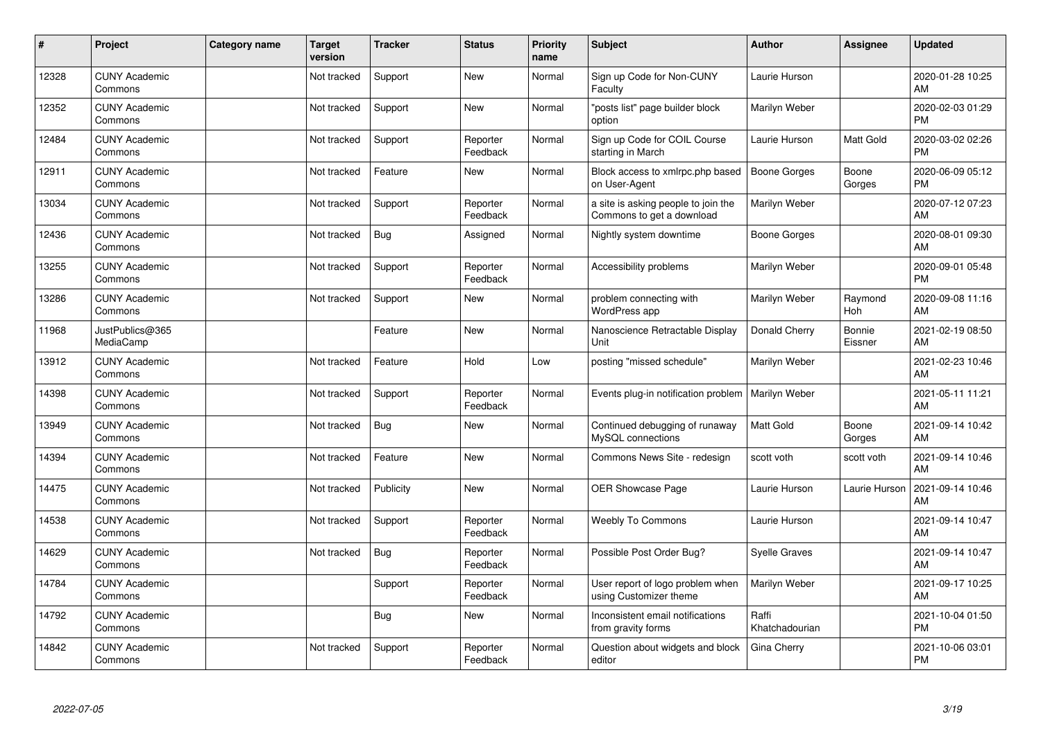| # | Project | Category name | Target version | Tracker | Status | Priority name | Subject | Author | Assignee | Updated |
|---|---|---|---|---|---|---|---|---|---|---|
| 12328 | CUNY Academic Commons | | Not tracked | Support | New | Normal | Sign up Code for Non-CUNY Faculty | Laurie Hurson | | 2020-01-28 10:25 AM |
| 12352 | CUNY Academic Commons | | Not tracked | Support | New | Normal | "posts list" page builder block option | Marilyn Weber | | 2020-02-03 01:29 PM |
| 12484 | CUNY Academic Commons | | Not tracked | Support | Reporter Feedback | Normal | Sign up Code for COIL Course starting in March | Laurie Hurson | Matt Gold | 2020-03-02 02:26 PM |
| 12911 | CUNY Academic Commons | | Not tracked | Feature | New | Normal | Block access to xmlrpc.php based on User-Agent | Boone Gorges | Boone Gorges | 2020-06-09 05:12 PM |
| 13034 | CUNY Academic Commons | | Not tracked | Support | Reporter Feedback | Normal | a site is asking people to join the Commons to get a download | Marilyn Weber | | 2020-07-12 07:23 AM |
| 12436 | CUNY Academic Commons | | Not tracked | Bug | Assigned | Normal | Nightly system downtime | Boone Gorges | | 2020-08-01 09:30 AM |
| 13255 | CUNY Academic Commons | | Not tracked | Support | Reporter Feedback | Normal | Accessibility problems | Marilyn Weber | | 2020-09-01 05:48 PM |
| 13286 | CUNY Academic Commons | | Not tracked | Support | New | Normal | problem connecting with WordPress app | Marilyn Weber | Raymond Hoh | 2020-09-08 11:16 AM |
| 11968 | JustPublics@365 MediaCamp | | | Feature | New | Normal | Nanoscience Retractable Display Unit | Donald Cherry | Bonnie Eissner | 2021-02-19 08:50 AM |
| 13912 | CUNY Academic Commons | | Not tracked | Feature | Hold | Low | posting "missed schedule" | Marilyn Weber | | 2021-02-23 10:46 AM |
| 14398 | CUNY Academic Commons | | Not tracked | Support | Reporter Feedback | Normal | Events plug-in notification problem | Marilyn Weber | | 2021-05-11 11:21 AM |
| 13949 | CUNY Academic Commons | | Not tracked | Bug | New | Normal | Continued debugging of runaway MySQL connections | Matt Gold | Boone Gorges | 2021-09-14 10:42 AM |
| 14394 | CUNY Academic Commons | | Not tracked | Feature | New | Normal | Commons News Site - redesign | scott voth | scott voth | 2021-09-14 10:46 AM |
| 14475 | CUNY Academic Commons | | Not tracked | Publicity | New | Normal | OER Showcase Page | Laurie Hurson | Laurie Hurson | 2021-09-14 10:46 AM |
| 14538 | CUNY Academic Commons | | Not tracked | Support | Reporter Feedback | Normal | Weebly To Commons | Laurie Hurson | | 2021-09-14 10:47 AM |
| 14629 | CUNY Academic Commons | | Not tracked | Bug | Reporter Feedback | Normal | Possible Post Order Bug? | Syelle Graves | | 2021-09-14 10:47 AM |
| 14784 | CUNY Academic Commons | | | Support | Reporter Feedback | Normal | User report of logo problem when using Customizer theme | Marilyn Weber | | 2021-09-17 10:25 AM |
| 14792 | CUNY Academic Commons | | | Bug | New | Normal | Inconsistent email notifications from gravity forms | Raffi Khatchadourian | | 2021-10-04 01:50 PM |
| 14842 | CUNY Academic Commons | | Not tracked | Support | Reporter Feedback | Normal | Question about widgets and block editor | Gina Cherry | | 2021-10-06 03:01 PM |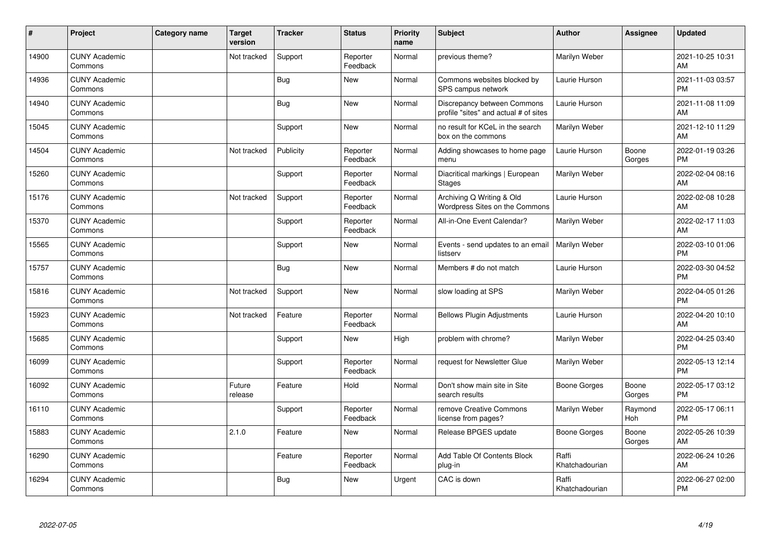| # | Project | Category name | Target version | Tracker | Status | Priority name | Subject | Author | Assignee | Updated |
|---|---|---|---|---|---|---|---|---|---|---|
| 14900 | CUNY Academic Commons | | Not tracked | Support | Reporter Feedback | Normal | previous theme? | Marilyn Weber | | 2021-10-25 10:31 AM |
| 14936 | CUNY Academic Commons | | | Bug | New | Normal | Commons websites blocked by SPS campus network | Laurie Hurson | | 2021-11-03 03:57 PM |
| 14940 | CUNY Academic Commons | | | Bug | New | Normal | Discrepancy between Commons profile "sites" and actual # of sites | Laurie Hurson | | 2021-11-08 11:09 AM |
| 15045 | CUNY Academic Commons | | | Support | New | Normal | no result for KCeL in the search box on the commons | Marilyn Weber | | 2021-12-10 11:29 AM |
| 14504 | CUNY Academic Commons | | Not tracked | Publicity | Reporter Feedback | Normal | Adding showcases to home page menu | Laurie Hurson | Boone Gorges | 2022-01-19 03:26 PM |
| 15260 | CUNY Academic Commons | | | Support | Reporter Feedback | Normal | Diacritical markings \| European Stages | Marilyn Weber | | 2022-02-04 08:16 AM |
| 15176 | CUNY Academic Commons | | Not tracked | Support | Reporter Feedback | Normal | Archiving Q Writing & Old Wordpress Sites on the Commons | Laurie Hurson | | 2022-02-08 10:28 AM |
| 15370 | CUNY Academic Commons | | | Support | Reporter Feedback | Normal | All-in-One Event Calendar? | Marilyn Weber | | 2022-02-17 11:03 AM |
| 15565 | CUNY Academic Commons | | | Support | New | Normal | Events - send updates to an email listserv | Marilyn Weber | | 2022-03-10 01:06 PM |
| 15757 | CUNY Academic Commons | | | Bug | New | Normal | Members # do not match | Laurie Hurson | | 2022-03-30 04:52 PM |
| 15816 | CUNY Academic Commons | | Not tracked | Support | New | Normal | slow loading at SPS | Marilyn Weber | | 2022-04-05 01:26 PM |
| 15923 | CUNY Academic Commons | | Not tracked | Feature | Reporter Feedback | Normal | Bellows Plugin Adjustments | Laurie Hurson | | 2022-04-20 10:10 AM |
| 15685 | CUNY Academic Commons | | | Support | New | High | problem with chrome? | Marilyn Weber | | 2022-04-25 03:40 PM |
| 16099 | CUNY Academic Commons | | | Support | Reporter Feedback | Normal | request for Newsletter Glue | Marilyn Weber | | 2022-05-13 12:14 PM |
| 16092 | CUNY Academic Commons | | Future release | Feature | Hold | Normal | Don't show main site in Site search results | Boone Gorges | Boone Gorges | 2022-05-17 03:12 PM |
| 16110 | CUNY Academic Commons | | | Support | Reporter Feedback | Normal | remove Creative Commons license from pages? | Marilyn Weber | Raymond Hoh | 2022-05-17 06:11 PM |
| 15883 | CUNY Academic Commons | | 2.1.0 | Feature | New | Normal | Release BPGES update | Boone Gorges | Boone Gorges | 2022-05-26 10:39 AM |
| 16290 | CUNY Academic Commons | | | Feature | Reporter Feedback | Normal | Add Table Of Contents Block plug-in | Raffi Khatchadourian | | 2022-06-24 10:26 AM |
| 16294 | CUNY Academic Commons | | | Bug | New | Urgent | CAC is down | Raffi Khatchadourian | | 2022-06-27 02:00 PM |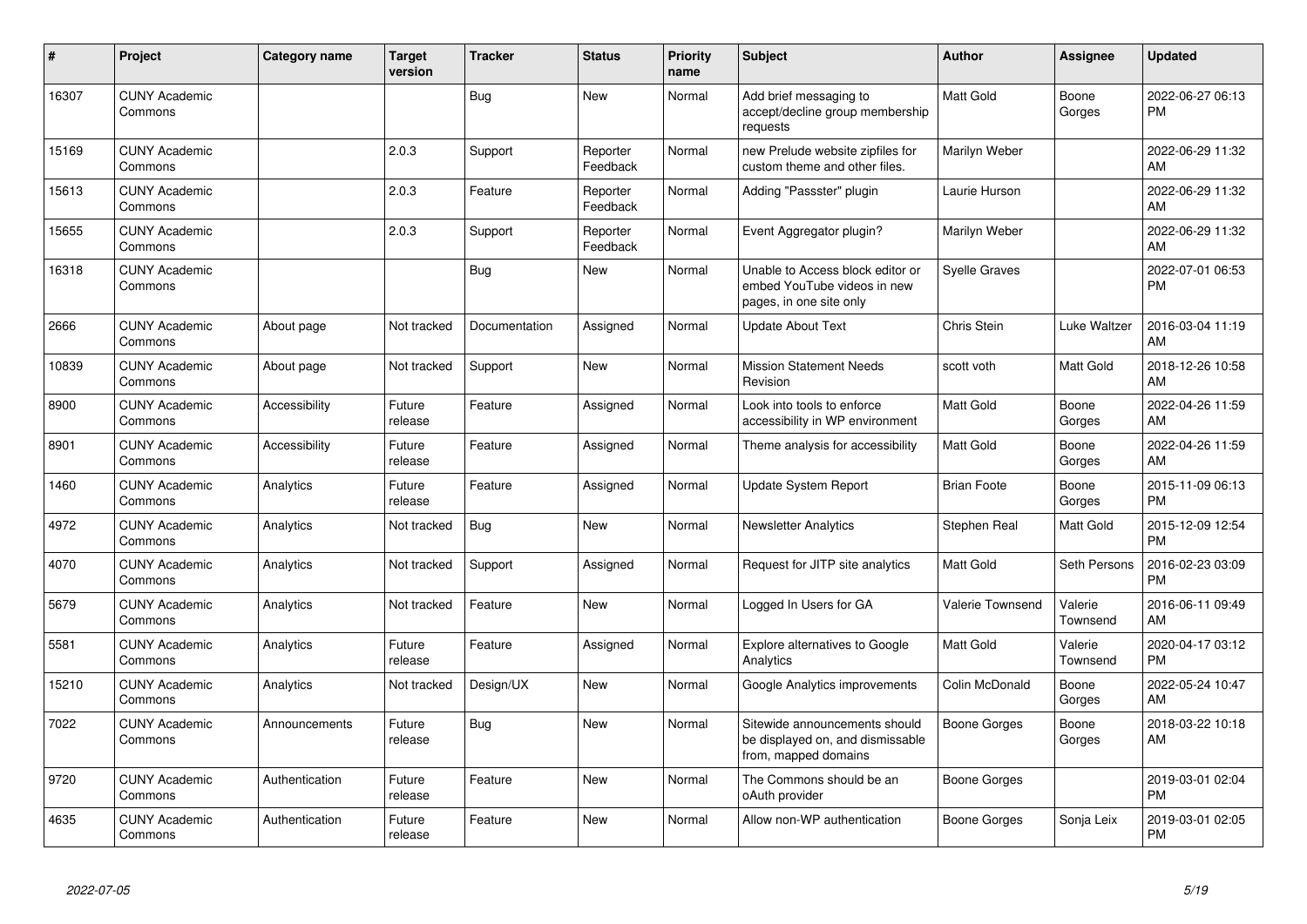| # | Project | Category name | Target version | Tracker | Status | Priority name | Subject | Author | Assignee | Updated |
|---|---|---|---|---|---|---|---|---|---|---|
| 16307 | CUNY Academic Commons | | | Bug | New | Normal | Add brief messaging to accept/decline group membership requests | Matt Gold | Boone Gorges | 2022-06-27 06:13 PM |
| 15169 | CUNY Academic Commons | | 2.0.3 | Support | Reporter Feedback | Normal | new Prelude website zipfiles for custom theme and other files. | Marilyn Weber | | 2022-06-29 11:32 AM |
| 15613 | CUNY Academic Commons | | 2.0.3 | Feature | Reporter Feedback | Normal | Adding "Passster" plugin | Laurie Hurson | | 2022-06-29 11:32 AM |
| 15655 | CUNY Academic Commons | | 2.0.3 | Support | Reporter Feedback | Normal | Event Aggregator plugin? | Marilyn Weber | | 2022-06-29 11:32 AM |
| 16318 | CUNY Academic Commons | | | Bug | New | Normal | Unable to Access block editor or embed YouTube videos in new pages, in one site only | Syelle Graves | | 2022-07-01 06:53 PM |
| 2666 | CUNY Academic Commons | About page | Not tracked | Documentation | Assigned | Normal | Update About Text | Chris Stein | Luke Waltzer | 2016-03-04 11:19 AM |
| 10839 | CUNY Academic Commons | About page | Not tracked | Support | New | Normal | Mission Statement Needs Revision | scott voth | Matt Gold | 2018-12-26 10:58 AM |
| 8900 | CUNY Academic Commons | Accessibility | Future release | Feature | Assigned | Normal | Look into tools to enforce accessibility in WP environment | Matt Gold | Boone Gorges | 2022-04-26 11:59 AM |
| 8901 | CUNY Academic Commons | Accessibility | Future release | Feature | Assigned | Normal | Theme analysis for accessibility | Matt Gold | Boone Gorges | 2022-04-26 11:59 AM |
| 1460 | CUNY Academic Commons | Analytics | Future release | Feature | Assigned | Normal | Update System Report | Brian Foote | Boone Gorges | 2015-11-09 06:13 PM |
| 4972 | CUNY Academic Commons | Analytics | Not tracked | Bug | New | Normal | Newsletter Analytics | Stephen Real | Matt Gold | 2015-12-09 12:54 PM |
| 4070 | CUNY Academic Commons | Analytics | Not tracked | Support | Assigned | Normal | Request for JITP site analytics | Matt Gold | Seth Persons | 2016-02-23 03:09 PM |
| 5679 | CUNY Academic Commons | Analytics | Not tracked | Feature | New | Normal | Logged In Users for GA | Valerie Townsend | Valerie Townsend | 2016-06-11 09:49 AM |
| 5581 | CUNY Academic Commons | Analytics | Future release | Feature | Assigned | Normal | Explore alternatives to Google Analytics | Matt Gold | Valerie Townsend | 2020-04-17 03:12 PM |
| 15210 | CUNY Academic Commons | Analytics | Not tracked | Design/UX | New | Normal | Google Analytics improvements | Colin McDonald | Boone Gorges | 2022-05-24 10:47 AM |
| 7022 | CUNY Academic Commons | Announcements | Future release | Bug | New | Normal | Sitewide announcements should be displayed on, and dismissable from, mapped domains | Boone Gorges | Boone Gorges | 2018-03-22 10:18 AM |
| 9720 | CUNY Academic Commons | Authentication | Future release | Feature | New | Normal | The Commons should be an oAuth provider | Boone Gorges | | 2019-03-01 02:04 PM |
| 4635 | CUNY Academic Commons | Authentication | Future release | Feature | New | Normal | Allow non-WP authentication | Boone Gorges | Sonja Leix | 2019-03-01 02:05 PM |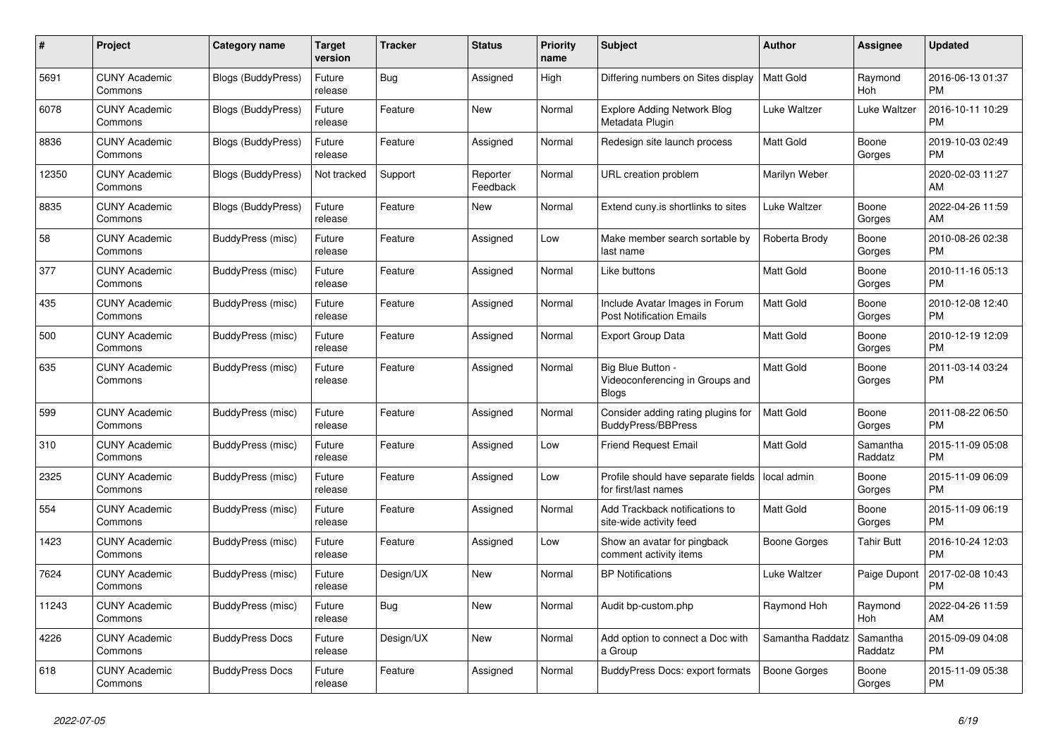| # | Project | Category name | Target version | Tracker | Status | Priority name | Subject | Author | Assignee | Updated |
|---|---|---|---|---|---|---|---|---|---|---|
| 5691 | CUNY Academic Commons | Blogs (BuddyPress) | Future release | Bug | Assigned | High | Differing numbers on Sites display | Matt Gold | Raymond Hoh | 2016-06-13 01:37 PM |
| 6078 | CUNY Academic Commons | Blogs (BuddyPress) | Future release | Feature | New | Normal | Explore Adding Network Blog Metadata Plugin | Luke Waltzer | Luke Waltzer | 2016-10-11 10:29 PM |
| 8836 | CUNY Academic Commons | Blogs (BuddyPress) | Future release | Feature | Assigned | Normal | Redesign site launch process | Matt Gold | Boone Gorges | 2019-10-03 02:49 PM |
| 12350 | CUNY Academic Commons | Blogs (BuddyPress) | Not tracked | Support | Reporter Feedback | Normal | URL creation problem | Marilyn Weber | | 2020-02-03 11:27 AM |
| 8835 | CUNY Academic Commons | Blogs (BuddyPress) | Future release | Feature | New | Normal | Extend cuny.is shortlinks to sites | Luke Waltzer | Boone Gorges | 2022-04-26 11:59 AM |
| 58 | CUNY Academic Commons | BuddyPress (misc) | Future release | Feature | Assigned | Low | Make member search sortable by last name | Roberta Brody | Boone Gorges | 2010-08-26 02:38 PM |
| 377 | CUNY Academic Commons | BuddyPress (misc) | Future release | Feature | Assigned | Normal | Like buttons | Matt Gold | Boone Gorges | 2010-11-16 05:13 PM |
| 435 | CUNY Academic Commons | BuddyPress (misc) | Future release | Feature | Assigned | Normal | Include Avatar Images in Forum Post Notification Emails | Matt Gold | Boone Gorges | 2010-12-08 12:40 PM |
| 500 | CUNY Academic Commons | BuddyPress (misc) | Future release | Feature | Assigned | Normal | Export Group Data | Matt Gold | Boone Gorges | 2010-12-19 12:09 PM |
| 635 | CUNY Academic Commons | BuddyPress (misc) | Future release | Feature | Assigned | Normal | Big Blue Button - Videoconferencing in Groups and Blogs | Matt Gold | Boone Gorges | 2011-03-14 03:24 PM |
| 599 | CUNY Academic Commons | BuddyPress (misc) | Future release | Feature | Assigned | Normal | Consider adding rating plugins for BuddyPress/BBPress | Matt Gold | Boone Gorges | 2011-08-22 06:50 PM |
| 310 | CUNY Academic Commons | BuddyPress (misc) | Future release | Feature | Assigned | Low | Friend Request Email | Matt Gold | Samantha Raddatz | 2015-11-09 05:08 PM |
| 2325 | CUNY Academic Commons | BuddyPress (misc) | Future release | Feature | Assigned | Low | Profile should have separate fields for first/last names | local admin | Boone Gorges | 2015-11-09 06:09 PM |
| 554 | CUNY Academic Commons | BuddyPress (misc) | Future release | Feature | Assigned | Normal | Add Trackback notifications to site-wide activity feed | Matt Gold | Boone Gorges | 2015-11-09 06:19 PM |
| 1423 | CUNY Academic Commons | BuddyPress (misc) | Future release | Feature | Assigned | Low | Show an avatar for pingback comment activity items | Boone Gorges | Tahir Butt | 2016-10-24 12:03 PM |
| 7624 | CUNY Academic Commons | BuddyPress (misc) | Future release | Design/UX | New | Normal | BP Notifications | Luke Waltzer | Paige Dupont | 2017-02-08 10:43 PM |
| 11243 | CUNY Academic Commons | BuddyPress (misc) | Future release | Bug | New | Normal | Audit bp-custom.php | Raymond Hoh | Raymond Hoh | 2022-04-26 11:59 AM |
| 4226 | CUNY Academic Commons | BuddyPress Docs | Future release | Design/UX | New | Normal | Add option to connect a Doc with a Group | Samantha Raddatz | Samantha Raddatz | 2015-09-09 04:08 PM |
| 618 | CUNY Academic Commons | BuddyPress Docs | Future release | Feature | Assigned | Normal | BuddyPress Docs: export formats | Boone Gorges | Boone Gorges | 2015-11-09 05:38 PM |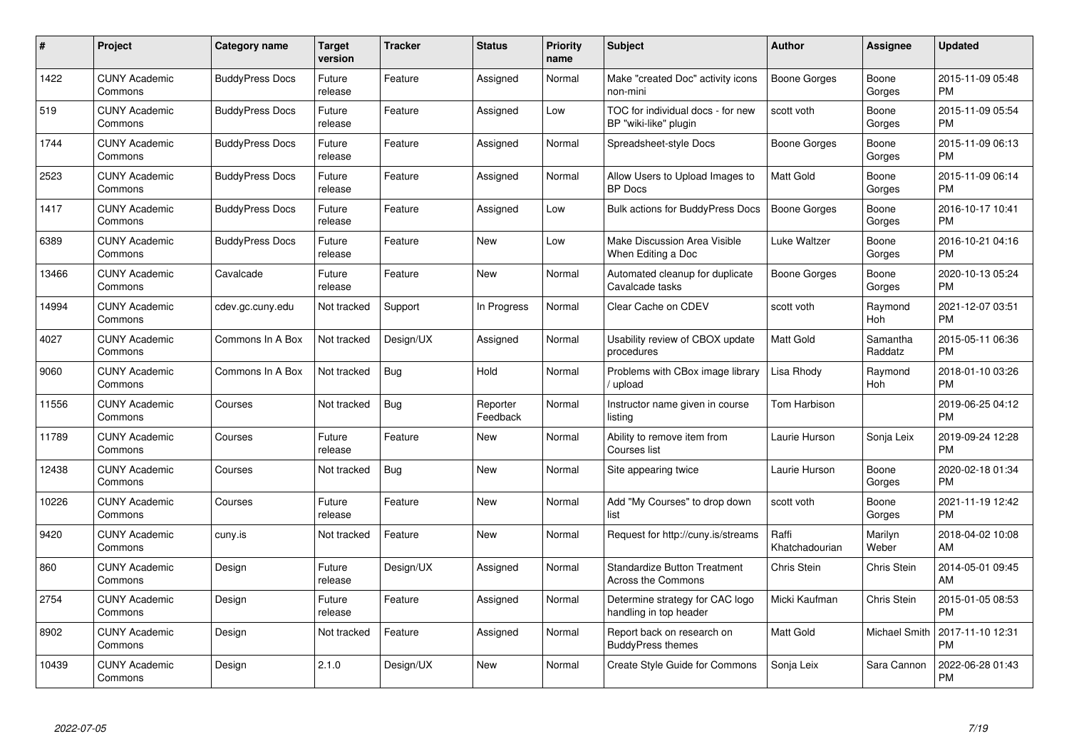| # | Project | Category name | Target version | Tracker | Status | Priority name | Subject | Author | Assignee | Updated |
|---|---|---|---|---|---|---|---|---|---|---|
| 1422 | CUNY Academic Commons | BuddyPress Docs | Future release | Feature | Assigned | Normal | Make "created Doc" activity icons non-mini | Boone Gorges | Boone Gorges | 2015-11-09 05:48 PM |
| 519 | CUNY Academic Commons | BuddyPress Docs | Future release | Feature | Assigned | Low | TOC for individual docs - for new BP "wiki-like" plugin | scott voth | Boone Gorges | 2015-11-09 05:54 PM |
| 1744 | CUNY Academic Commons | BuddyPress Docs | Future release | Feature | Assigned | Normal | Spreadsheet-style Docs | Boone Gorges | Boone Gorges | 2015-11-09 06:13 PM |
| 2523 | CUNY Academic Commons | BuddyPress Docs | Future release | Feature | Assigned | Normal | Allow Users to Upload Images to BP Docs | Matt Gold | Boone Gorges | 2015-11-09 06:14 PM |
| 1417 | CUNY Academic Commons | BuddyPress Docs | Future release | Feature | Assigned | Low | Bulk actions for BuddyPress Docs | Boone Gorges | Boone Gorges | 2016-10-17 10:41 PM |
| 6389 | CUNY Academic Commons | BuddyPress Docs | Future release | Feature | New | Low | Make Discussion Area Visible When Editing a Doc | Luke Waltzer | Boone Gorges | 2016-10-21 04:16 PM |
| 13466 | CUNY Academic Commons | Cavalcade | Future release | Feature | New | Normal | Automated cleanup for duplicate Cavalcade tasks | Boone Gorges | Boone Gorges | 2020-10-13 05:24 PM |
| 14994 | CUNY Academic Commons | cdev.gc.cuny.edu | Not tracked | Support | In Progress | Normal | Clear Cache on CDEV | scott voth | Raymond Hoh | 2021-12-07 03:51 PM |
| 4027 | CUNY Academic Commons | Commons In A Box | Not tracked | Design/UX | Assigned | Normal | Usability review of CBOX update procedures | Matt Gold | Samantha Raddatz | 2015-05-11 06:36 PM |
| 9060 | CUNY Academic Commons | Commons In A Box | Not tracked | Bug | Hold | Normal | Problems with CBox image library / upload | Lisa Rhody | Raymond Hoh | 2018-01-10 03:26 PM |
| 11556 | CUNY Academic Commons | Courses | Not tracked | Bug | Reporter Feedback | Normal | Instructor name given in course listing | Tom Harbison | | 2019-06-25 04:12 PM |
| 11789 | CUNY Academic Commons | Courses | Future release | Feature | New | Normal | Ability to remove item from Courses list | Laurie Hurson | Sonja Leix | 2019-09-24 12:28 PM |
| 12438 | CUNY Academic Commons | Courses | Not tracked | Bug | New | Normal | Site appearing twice | Laurie Hurson | Boone Gorges | 2020-02-18 01:34 PM |
| 10226 | CUNY Academic Commons | Courses | Future release | Feature | New | Normal | Add "My Courses" to drop down list | scott voth | Boone Gorges | 2021-11-19 12:42 PM |
| 9420 | CUNY Academic Commons | cuny.is | Not tracked | Feature | New | Normal | Request for http://cuny.is/streams | Raffi Khatchadourian | Marilyn Weber | 2018-04-02 10:08 AM |
| 860 | CUNY Academic Commons | Design | Future release | Design/UX | Assigned | Normal | Standardize Button Treatment Across the Commons | Chris Stein | Chris Stein | 2014-05-01 09:45 AM |
| 2754 | CUNY Academic Commons | Design | Future release | Feature | Assigned | Normal | Determine strategy for CAC logo handling in top header | Micki Kaufman | Chris Stein | 2015-01-05 08:53 PM |
| 8902 | CUNY Academic Commons | Design | Not tracked | Feature | Assigned | Normal | Report back on research on BuddyPress themes | Matt Gold | Michael Smith | 2017-11-10 12:31 PM |
| 10439 | CUNY Academic Commons | Design | 2.1.0 | Design/UX | New | Normal | Create Style Guide for Commons | Sonja Leix | Sara Cannon | 2022-06-28 01:43 PM |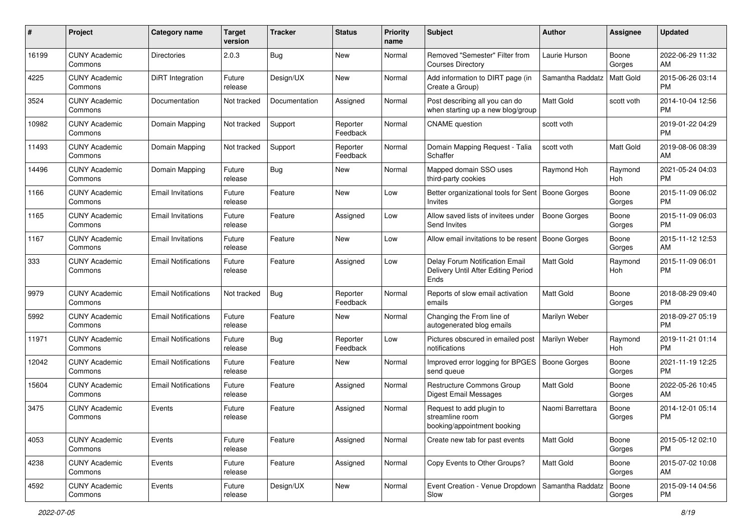| # | Project | Category name | Target version | Tracker | Status | Priority name | Subject | Author | Assignee | Updated |
|---|---|---|---|---|---|---|---|---|---|---|
| 16199 | CUNY Academic Commons | Directories | 2.0.3 | Bug | New | Normal | Removed "Semester" Filter from Courses Directory | Laurie Hurson | Boone Gorges | 2022-06-29 11:32 AM |
| 4225 | CUNY Academic Commons | DiRT Integration | Future release | Design/UX | New | Normal | Add information to DIRT page (in Create a Group) | Samantha Raddatz | Matt Gold | 2015-06-26 03:14 PM |
| 3524 | CUNY Academic Commons | Documentation | Not tracked | Documentation | Assigned | Normal | Post describing all you can do when starting up a new blog/group | Matt Gold | scott voth | 2014-10-04 12:56 PM |
| 10982 | CUNY Academic Commons | Domain Mapping | Not tracked | Support | Reporter Feedback | Normal | CNAME question | scott voth | | 2019-01-22 04:29 PM |
| 11493 | CUNY Academic Commons | Domain Mapping | Not tracked | Support | Reporter Feedback | Normal | Domain Mapping Request - Talia Schaffer | scott voth | Matt Gold | 2019-08-06 08:39 AM |
| 14496 | CUNY Academic Commons | Domain Mapping | Future release | Bug | New | Normal | Mapped domain SSO uses third-party cookies | Raymond Hoh | Raymond Hoh | 2021-05-24 04:03 PM |
| 1166 | CUNY Academic Commons | Email Invitations | Future release | Feature | New | Low | Better organizational tools for Sent Invites | Boone Gorges | Boone Gorges | 2015-11-09 06:02 PM |
| 1165 | CUNY Academic Commons | Email Invitations | Future release | Feature | Assigned | Low | Allow saved lists of invitees under Send Invites | Boone Gorges | Boone Gorges | 2015-11-09 06:03 PM |
| 1167 | CUNY Academic Commons | Email Invitations | Future release | Feature | New | Low | Allow email invitations to be resent | Boone Gorges | Boone Gorges | 2015-11-12 12:53 AM |
| 333 | CUNY Academic Commons | Email Notifications | Future release | Feature | Assigned | Low | Delay Forum Notification Email Delivery Until After Editing Period Ends | Matt Gold | Raymond Hoh | 2015-11-09 06:01 PM |
| 9979 | CUNY Academic Commons | Email Notifications | Not tracked | Bug | Reporter Feedback | Normal | Reports of slow email activation emails | Matt Gold | Boone Gorges | 2018-08-29 09:40 PM |
| 5992 | CUNY Academic Commons | Email Notifications | Future release | Feature | New | Normal | Changing the From line of autogenerated blog emails | Marilyn Weber | | 2018-09-27 05:19 PM |
| 11971 | CUNY Academic Commons | Email Notifications | Future release | Bug | Reporter Feedback | Low | Pictures obscured in emailed post notifications | Marilyn Weber | Raymond Hoh | 2019-11-21 01:14 PM |
| 12042 | CUNY Academic Commons | Email Notifications | Future release | Feature | New | Normal | Improved error logging for BPGES send queue | Boone Gorges | Boone Gorges | 2021-11-19 12:25 PM |
| 15604 | CUNY Academic Commons | Email Notifications | Future release | Feature | Assigned | Normal | Restructure Commons Group Digest Email Messages | Matt Gold | Boone Gorges | 2022-05-26 10:45 AM |
| 3475 | CUNY Academic Commons | Events | Future release | Feature | Assigned | Normal | Request to add plugin to streamline room booking/appointment booking | Naomi Barrettara | Boone Gorges | 2014-12-01 05:14 PM |
| 4053 | CUNY Academic Commons | Events | Future release | Feature | Assigned | Normal | Create new tab for past events | Matt Gold | Boone Gorges | 2015-05-12 02:10 PM |
| 4238 | CUNY Academic Commons | Events | Future release | Feature | Assigned | Normal | Copy Events to Other Groups? | Matt Gold | Boone Gorges | 2015-07-02 10:08 AM |
| 4592 | CUNY Academic Commons | Events | Future release | Design/UX | New | Normal | Event Creation - Venue Dropdown Slow | Samantha Raddatz | Boone Gorges | 2015-09-14 04:56 PM |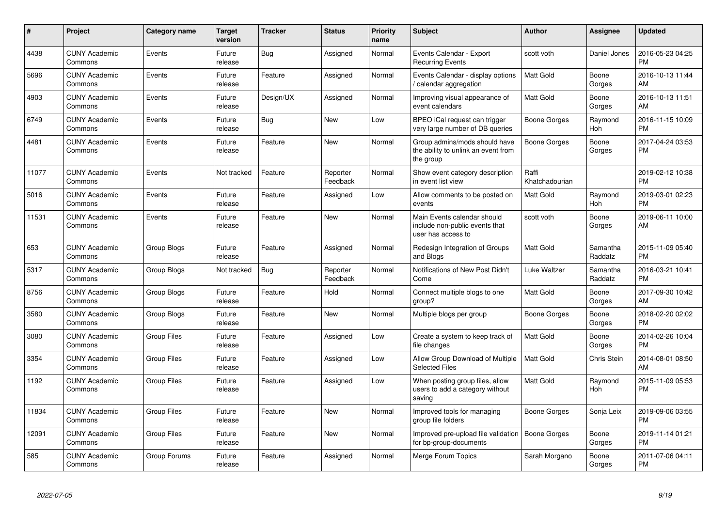| # | Project | Category name | Target version | Tracker | Status | Priority name | Subject | Author | Assignee | Updated |
|---|---|---|---|---|---|---|---|---|---|---|
| 4438 | CUNY Academic Commons | Events | Future release | Bug | Assigned | Normal | Events Calendar - Export Recurring Events | scott voth | Daniel Jones | 2016-05-23 04:25 PM |
| 5696 | CUNY Academic Commons | Events | Future release | Feature | Assigned | Normal | Events Calendar - display options / calendar aggregation | Matt Gold | Boone Gorges | 2016-10-13 11:44 AM |
| 4903 | CUNY Academic Commons | Events | Future release | Design/UX | Assigned | Normal | Improving visual appearance of event calendars | Matt Gold | Boone Gorges | 2016-10-13 11:51 AM |
| 6749 | CUNY Academic Commons | Events | Future release | Bug | New | Low | BPEO iCal request can trigger very large number of DB queries | Boone Gorges | Raymond Hoh | 2016-11-15 10:09 PM |
| 4481 | CUNY Academic Commons | Events | Future release | Feature | New | Normal | Group admins/mods should have the ability to unlink an event from the group | Boone Gorges | Boone Gorges | 2017-04-24 03:53 PM |
| 11077 | CUNY Academic Commons | Events | Not tracked | Feature | Reporter Feedback | Normal | Show event category description in event list view | Raffi Khatchadourian | | 2019-02-12 10:38 PM |
| 5016 | CUNY Academic Commons | Events | Future release | Feature | Assigned | Low | Allow comments to be posted on events | Matt Gold | Raymond Hoh | 2019-03-01 02:23 PM |
| 11531 | CUNY Academic Commons | Events | Future release | Feature | New | Normal | Main Events calendar should include non-public events that user has access to | scott voth | Boone Gorges | 2019-06-11 10:00 AM |
| 653 | CUNY Academic Commons | Group Blogs | Future release | Feature | Assigned | Normal | Redesign Integration of Groups and Blogs | Matt Gold | Samantha Raddatz | 2015-11-09 05:40 PM |
| 5317 | CUNY Academic Commons | Group Blogs | Not tracked | Bug | Reporter Feedback | Normal | Notifications of New Post Didn't Come | Luke Waltzer | Samantha Raddatz | 2016-03-21 10:41 PM |
| 8756 | CUNY Academic Commons | Group Blogs | Future release | Feature | Hold | Normal | Connect multiple blogs to one group? | Matt Gold | Boone Gorges | 2017-09-30 10:42 AM |
| 3580 | CUNY Academic Commons | Group Blogs | Future release | Feature | New | Normal | Multiple blogs per group | Boone Gorges | Boone Gorges | 2018-02-20 02:02 PM |
| 3080 | CUNY Academic Commons | Group Files | Future release | Feature | Assigned | Low | Create a system to keep track of file changes | Matt Gold | Boone Gorges | 2014-02-26 10:04 PM |
| 3354 | CUNY Academic Commons | Group Files | Future release | Feature | Assigned | Low | Allow Group Download of Multiple Selected Files | Matt Gold | Chris Stein | 2014-08-01 08:50 AM |
| 1192 | CUNY Academic Commons | Group Files | Future release | Feature | Assigned | Low | When posting group files, allow users to add a category without saving | Matt Gold | Raymond Hoh | 2015-11-09 05:53 PM |
| 11834 | CUNY Academic Commons | Group Files | Future release | Feature | New | Normal | Improved tools for managing group file folders | Boone Gorges | Sonja Leix | 2019-09-06 03:55 PM |
| 12091 | CUNY Academic Commons | Group Files | Future release | Feature | New | Normal | Improved pre-upload file validation for bp-group-documents | Boone Gorges | Boone Gorges | 2019-11-14 01:21 PM |
| 585 | CUNY Academic Commons | Group Forums | Future release | Feature | Assigned | Normal | Merge Forum Topics | Sarah Morgano | Boone Gorges | 2011-07-06 04:11 PM |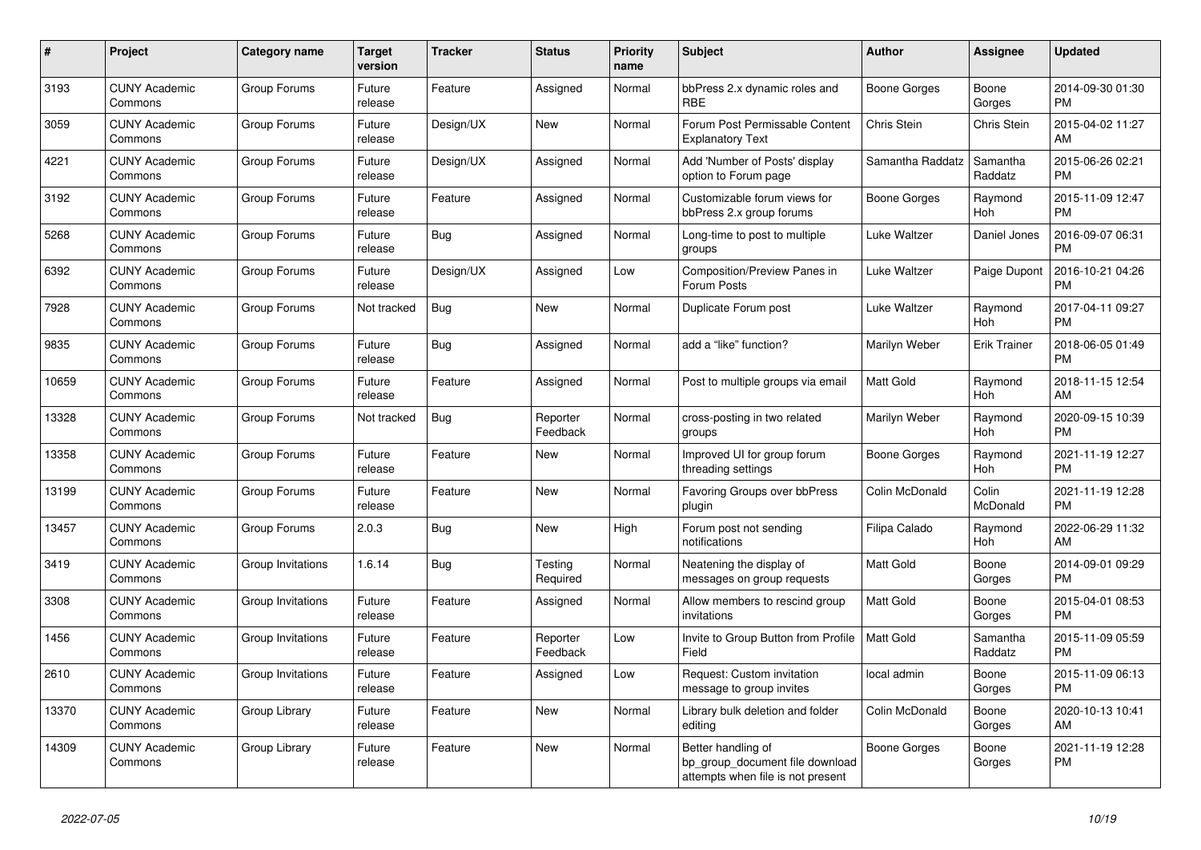| # | Project | Category name | Target version | Tracker | Status | Priority name | Subject | Author | Assignee | Updated |
|---|---|---|---|---|---|---|---|---|---|---|
| 3193 | CUNY Academic Commons | Group Forums | Future release | Feature | Assigned | Normal | bbPress 2.x dynamic roles and RBE | Boone Gorges | Boone Gorges | 2014-09-30 01:30 PM |
| 3059 | CUNY Academic Commons | Group Forums | Future release | Design/UX | New | Normal | Forum Post Permissable Content Explanatory Text | Chris Stein | Chris Stein | 2015-04-02 11:27 AM |
| 4221 | CUNY Academic Commons | Group Forums | Future release | Design/UX | Assigned | Normal | Add 'Number of Posts' display option to Forum page | Samantha Raddatz | Samantha Raddatz | 2015-06-26 02:21 PM |
| 3192 | CUNY Academic Commons | Group Forums | Future release | Feature | Assigned | Normal | Customizable forum views for bbPress 2.x group forums | Boone Gorges | Raymond Hoh | 2015-11-09 12:47 PM |
| 5268 | CUNY Academic Commons | Group Forums | Future release | Bug | Assigned | Normal | Long-time to post to multiple groups | Luke Waltzer | Daniel Jones | 2016-09-07 06:31 PM |
| 6392 | CUNY Academic Commons | Group Forums | Future release | Design/UX | Assigned | Low | Composition/Preview Panes in Forum Posts | Luke Waltzer | Paige Dupont | 2016-10-21 04:26 PM |
| 7928 | CUNY Academic Commons | Group Forums | Not tracked | Bug | New | Normal | Duplicate Forum post | Luke Waltzer | Raymond Hoh | 2017-04-11 09:27 PM |
| 9835 | CUNY Academic Commons | Group Forums | Future release | Bug | Assigned | Normal | add a “like” function? | Marilyn Weber | Erik Trainer | 2018-06-05 01:49 PM |
| 10659 | CUNY Academic Commons | Group Forums | Future release | Feature | Assigned | Normal | Post to multiple groups via email | Matt Gold | Raymond Hoh | 2018-11-15 12:54 AM |
| 13328 | CUNY Academic Commons | Group Forums | Not tracked | Bug | Reporter Feedback | Normal | cross-posting in two related groups | Marilyn Weber | Raymond Hoh | 2020-09-15 10:39 PM |
| 13358 | CUNY Academic Commons | Group Forums | Future release | Feature | New | Normal | Improved UI for group forum threading settings | Boone Gorges | Raymond Hoh | 2021-11-19 12:27 PM |
| 13199 | CUNY Academic Commons | Group Forums | Future release | Feature | New | Normal | Favoring Groups over bbPress plugin | Colin McDonald | Colin McDonald | 2021-11-19 12:28 PM |
| 13457 | CUNY Academic Commons | Group Forums | 2.0.3 | Bug | New | High | Forum post not sending notifications | Filipa Calado | Raymond Hoh | 2022-06-29 11:32 AM |
| 3419 | CUNY Academic Commons | Group Invitations | 1.6.14 | Bug | Testing Required | Normal | Neatening the display of messages on group requests | Matt Gold | Boone Gorges | 2014-09-01 09:29 PM |
| 3308 | CUNY Academic Commons | Group Invitations | Future release | Feature | Assigned | Normal | Allow members to rescind group invitations | Matt Gold | Boone Gorges | 2015-04-01 08:53 PM |
| 1456 | CUNY Academic Commons | Group Invitations | Future release | Feature | Reporter Feedback | Low | Invite to Group Button from Profile Field | Matt Gold | Samantha Raddatz | 2015-11-09 05:59 PM |
| 2610 | CUNY Academic Commons | Group Invitations | Future release | Feature | Assigned | Low | Request: Custom invitation message to group invites | local admin | Boone Gorges | 2015-11-09 06:13 PM |
| 13370 | CUNY Academic Commons | Group Library | Future release | Feature | New | Normal | Library bulk deletion and folder editing | Colin McDonald | Boone Gorges | 2020-10-13 10:41 AM |
| 14309 | CUNY Academic Commons | Group Library | Future release | Feature | New | Normal | Better handling of bp_group_document file download attempts when file is not present | Boone Gorges | Boone Gorges | 2021-11-19 12:28 PM |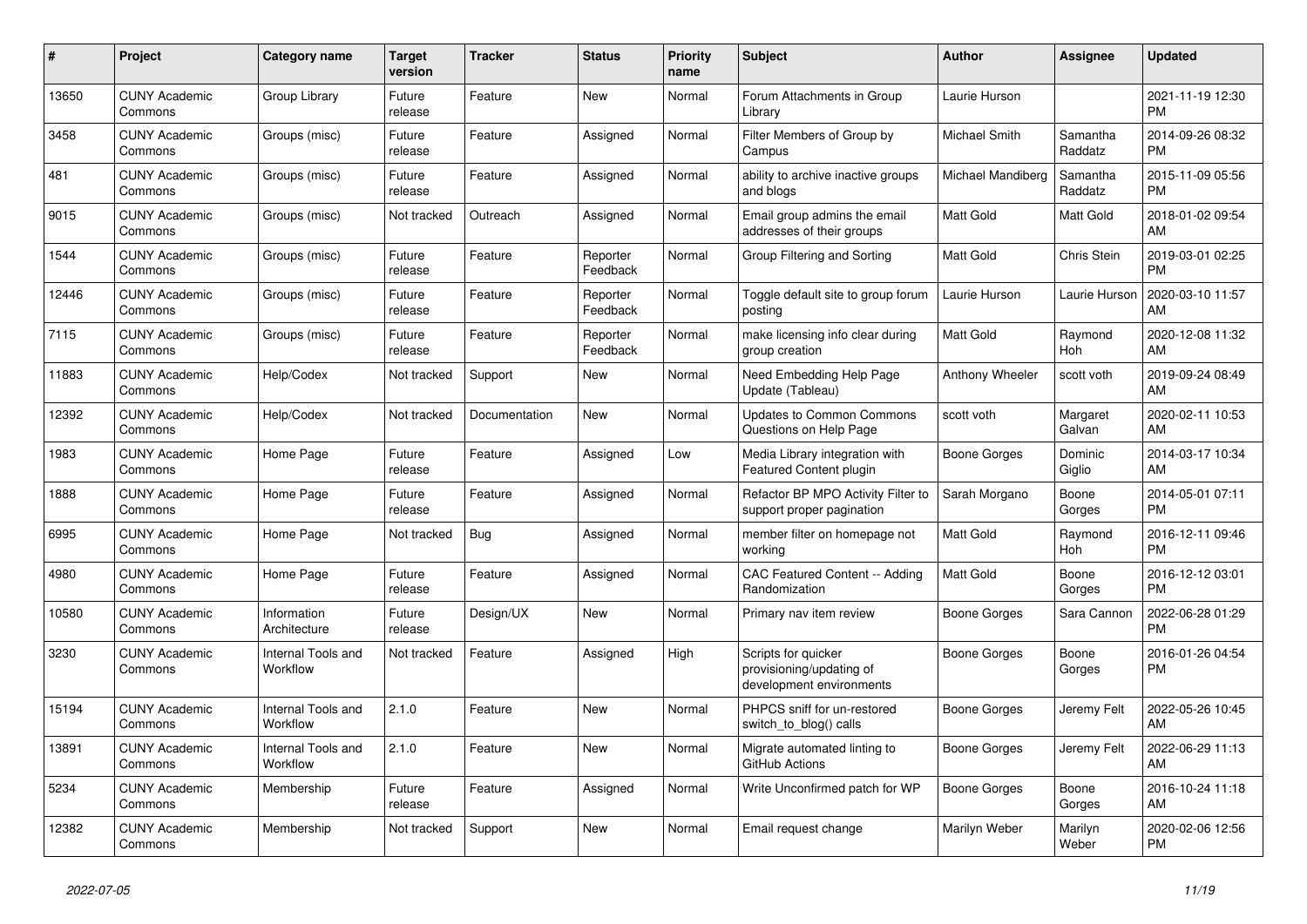| # | Project | Category name | Target version | Tracker | Status | Priority name | Subject | Author | Assignee | Updated |
|---|---|---|---|---|---|---|---|---|---|---|
| 13650 | CUNY Academic Commons | Group Library | Future release | Feature | New | Normal | Forum Attachments in Group Library | Laurie Hurson | | 2021-11-19 12:30 PM |
| 3458 | CUNY Academic Commons | Groups (misc) | Future release | Feature | Assigned | Normal | Filter Members of Group by Campus | Michael Smith | Samantha Raddatz | 2014-09-26 08:32 PM |
| 481 | CUNY Academic Commons | Groups (misc) | Future release | Feature | Assigned | Normal | ability to archive inactive groups and blogs | Michael Mandiberg | Samantha Raddatz | 2015-11-09 05:56 PM |
| 9015 | CUNY Academic Commons | Groups (misc) | Not tracked | Outreach | Assigned | Normal | Email group admins the email addresses of their groups | Matt Gold | Matt Gold | 2018-01-02 09:54 AM |
| 1544 | CUNY Academic Commons | Groups (misc) | Future release | Feature | Reporter Feedback | Normal | Group Filtering and Sorting | Matt Gold | Chris Stein | 2019-03-01 02:25 PM |
| 12446 | CUNY Academic Commons | Groups (misc) | Future release | Feature | Reporter Feedback | Normal | Toggle default site to group forum posting | Laurie Hurson | Laurie Hurson | 2020-03-10 11:57 AM |
| 7115 | CUNY Academic Commons | Groups (misc) | Future release | Feature | Reporter Feedback | Normal | make licensing info clear during group creation | Matt Gold | Raymond Hoh | 2020-12-08 11:32 AM |
| 11883 | CUNY Academic Commons | Help/Codex | Not tracked | Support | New | Normal | Need Embedding Help Page Update (Tableau) | Anthony Wheeler | scott voth | 2019-09-24 08:49 AM |
| 12392 | CUNY Academic Commons | Help/Codex | Not tracked | Documentation | New | Normal | Updates to Common Commons Questions on Help Page | scott voth | Margaret Galvan | 2020-02-11 10:53 AM |
| 1983 | CUNY Academic Commons | Home Page | Future release | Feature | Assigned | Low | Media Library integration with Featured Content plugin | Boone Gorges | Dominic Giglio | 2014-03-17 10:34 AM |
| 1888 | CUNY Academic Commons | Home Page | Future release | Feature | Assigned | Normal | Refactor BP MPO Activity Filter to support proper pagination | Sarah Morgano | Boone Gorges | 2014-05-01 07:11 PM |
| 6995 | CUNY Academic Commons | Home Page | Not tracked | Bug | Assigned | Normal | member filter on homepage not working | Matt Gold | Raymond Hoh | 2016-12-11 09:46 PM |
| 4980 | CUNY Academic Commons | Home Page | Future release | Feature | Assigned | Normal | CAC Featured Content -- Adding Randomization | Matt Gold | Boone Gorges | 2016-12-12 03:01 PM |
| 10580 | CUNY Academic Commons | Information Architecture | Future release | Design/UX | New | Normal | Primary nav item review | Boone Gorges | Sara Cannon | 2022-06-28 01:29 PM |
| 3230 | CUNY Academic Commons | Internal Tools and Workflow | Not tracked | Feature | Assigned | High | Scripts for quicker provisioning/updating of development environments | Boone Gorges | Boone Gorges | 2016-01-26 04:54 PM |
| 15194 | CUNY Academic Commons | Internal Tools and Workflow | 2.1.0 | Feature | New | Normal | PHPCS sniff for un-restored switch_to_blog() calls | Boone Gorges | Jeremy Felt | 2022-05-26 10:45 AM |
| 13891 | CUNY Academic Commons | Internal Tools and Workflow | 2.1.0 | Feature | New | Normal | Migrate automated linting to GitHub Actions | Boone Gorges | Jeremy Felt | 2022-06-29 11:13 AM |
| 5234 | CUNY Academic Commons | Membership | Future release | Feature | Assigned | Normal | Write Unconfirmed patch for WP | Boone Gorges | Boone Gorges | 2016-10-24 11:18 AM |
| 12382 | CUNY Academic Commons | Membership | Not tracked | Support | New | Normal | Email request change | Marilyn Weber | Marilyn Weber | 2020-02-06 12:56 PM |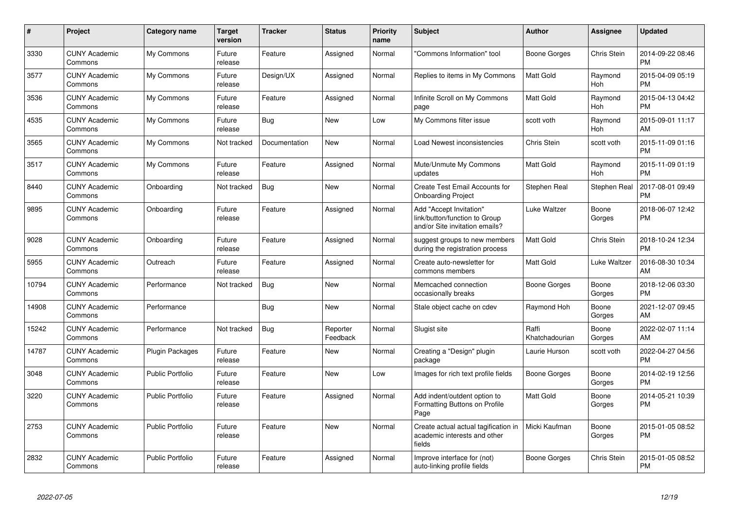| # | Project | Category name | Target version | Tracker | Status | Priority name | Subject | Author | Assignee | Updated |
|---|---|---|---|---|---|---|---|---|---|---|
| 3330 | CUNY Academic Commons | My Commons | Future release | Feature | Assigned | Normal | "Commons Information" tool | Boone Gorges | Chris Stein | 2014-09-22 08:46 PM |
| 3577 | CUNY Academic Commons | My Commons | Future release | Design/UX | Assigned | Normal | Replies to items in My Commons | Matt Gold | Raymond Hoh | 2015-04-09 05:19 PM |
| 3536 | CUNY Academic Commons | My Commons | Future release | Feature | Assigned | Normal | Infinite Scroll on My Commons page | Matt Gold | Raymond Hoh | 2015-04-13 04:42 PM |
| 4535 | CUNY Academic Commons | My Commons | Future release | Bug | New | Low | My Commons filter issue | scott voth | Raymond Hoh | 2015-09-01 11:17 AM |
| 3565 | CUNY Academic Commons | My Commons | Not tracked | Documentation | New | Normal | Load Newest inconsistencies | Chris Stein | scott voth | 2015-11-09 01:16 PM |
| 3517 | CUNY Academic Commons | My Commons | Future release | Feature | Assigned | Normal | Mute/Unmute My Commons updates | Matt Gold | Raymond Hoh | 2015-11-09 01:19 PM |
| 8440 | CUNY Academic Commons | Onboarding | Not tracked | Bug | New | Normal | Create Test Email Accounts for Onboarding Project | Stephen Real | Stephen Real | 2017-08-01 09:49 PM |
| 9895 | CUNY Academic Commons | Onboarding | Future release | Feature | Assigned | Normal | Add "Accept Invitation" link/button/function to Group and/or Site invitation emails? | Luke Waltzer | Boone Gorges | 2018-06-07 12:42 PM |
| 9028 | CUNY Academic Commons | Onboarding | Future release | Feature | Assigned | Normal | suggest groups to new members during the registration process | Matt Gold | Chris Stein | 2018-10-24 12:34 PM |
| 5955 | CUNY Academic Commons | Outreach | Future release | Feature | Assigned | Normal | Create auto-newsletter for commons members | Matt Gold | Luke Waltzer | 2016-08-30 10:34 AM |
| 10794 | CUNY Academic Commons | Performance | Not tracked | Bug | New | Normal | Memcached connection occasionally breaks | Boone Gorges | Boone Gorges | 2018-12-06 03:30 PM |
| 14908 | CUNY Academic Commons | Performance | | Bug | New | Normal | Stale object cache on cdev | Raymond Hoh | Boone Gorges | 2021-12-07 09:45 AM |
| 15242 | CUNY Academic Commons | Performance | Not tracked | Bug | Reporter Feedback | Normal | Slugist site | Raffi Khatchadourian | Boone Gorges | 2022-02-07 11:14 AM |
| 14787 | CUNY Academic Commons | Plugin Packages | Future release | Feature | New | Normal | Creating a "Design" plugin package | Laurie Hurson | scott voth | 2022-04-27 04:56 PM |
| 3048 | CUNY Academic Commons | Public Portfolio | Future release | Feature | New | Low | Images for rich text profile fields | Boone Gorges | Boone Gorges | 2014-02-19 12:56 PM |
| 3220 | CUNY Academic Commons | Public Portfolio | Future release | Feature | Assigned | Normal | Add indent/outdent option to Formatting Buttons on Profile Page | Matt Gold | Boone Gorges | 2014-05-21 10:39 PM |
| 2753 | CUNY Academic Commons | Public Portfolio | Future release | Feature | New | Normal | Create actual actual tagification in academic interests and other fields | Micki Kaufman | Boone Gorges | 2015-01-05 08:52 PM |
| 2832 | CUNY Academic Commons | Public Portfolio | Future release | Feature | Assigned | Normal | Improve interface for (not) auto-linking profile fields | Boone Gorges | Chris Stein | 2015-01-05 08:52 PM |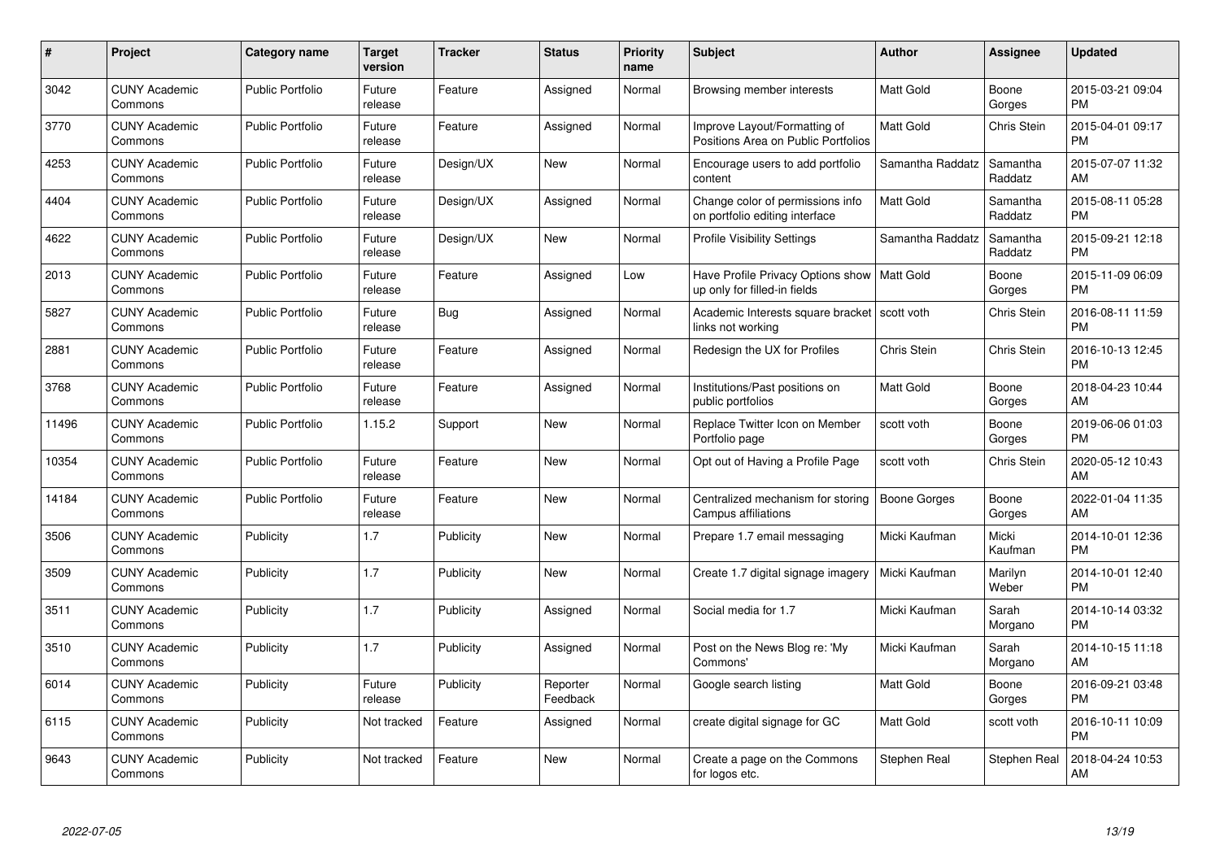| # | Project | Category name | Target version | Tracker | Status | Priority name | Subject | Author | Assignee | Updated |
|---|---|---|---|---|---|---|---|---|---|---|
| 3042 | CUNY Academic Commons | Public Portfolio | Future release | Feature | Assigned | Normal | Browsing member interests | Matt Gold | Boone Gorges | 2015-03-21 09:04 PM |
| 3770 | CUNY Academic Commons | Public Portfolio | Future release | Feature | Assigned | Normal | Improve Layout/Formatting of Positions Area on Public Portfolios | Matt Gold | Chris Stein | 2015-04-01 09:17 PM |
| 4253 | CUNY Academic Commons | Public Portfolio | Future release | Design/UX | New | Normal | Encourage users to add portfolio content | Samantha Raddatz | Samantha Raddatz | 2015-07-07 11:32 AM |
| 4404 | CUNY Academic Commons | Public Portfolio | Future release | Design/UX | Assigned | Normal | Change color of permissions info on portfolio editing interface | Matt Gold | Samantha Raddatz | 2015-08-11 05:28 PM |
| 4622 | CUNY Academic Commons | Public Portfolio | Future release | Design/UX | New | Normal | Profile Visibility Settings | Samantha Raddatz | Samantha Raddatz | 2015-09-21 12:18 PM |
| 2013 | CUNY Academic Commons | Public Portfolio | Future release | Feature | Assigned | Low | Have Profile Privacy Options show up only for filled-in fields | Matt Gold | Boone Gorges | 2015-11-09 06:09 PM |
| 5827 | CUNY Academic Commons | Public Portfolio | Future release | Bug | Assigned | Normal | Academic Interests square bracket links not working | scott voth | Chris Stein | 2016-08-11 11:59 PM |
| 2881 | CUNY Academic Commons | Public Portfolio | Future release | Feature | Assigned | Normal | Redesign the UX for Profiles | Chris Stein | Chris Stein | 2016-10-13 12:45 PM |
| 3768 | CUNY Academic Commons | Public Portfolio | Future release | Feature | Assigned | Normal | Institutions/Past positions on public portfolios | Matt Gold | Boone Gorges | 2018-04-23 10:44 AM |
| 11496 | CUNY Academic Commons | Public Portfolio | 1.15.2 | Support | New | Normal | Replace Twitter Icon on Member Portfolio page | scott voth | Boone Gorges | 2019-06-06 01:03 PM |
| 10354 | CUNY Academic Commons | Public Portfolio | Future release | Feature | New | Normal | Opt out of Having a Profile Page | scott voth | Chris Stein | 2020-05-12 10:43 AM |
| 14184 | CUNY Academic Commons | Public Portfolio | Future release | Feature | New | Normal | Centralized mechanism for storing Campus affiliations | Boone Gorges | Boone Gorges | 2022-01-04 11:35 AM |
| 3506 | CUNY Academic Commons | Publicity | 1.7 | Publicity | New | Normal | Prepare 1.7 email messaging | Micki Kaufman | Micki Kaufman | 2014-10-01 12:36 PM |
| 3509 | CUNY Academic Commons | Publicity | 1.7 | Publicity | New | Normal | Create 1.7 digital signage imagery | Micki Kaufman | Marilyn Weber | 2014-10-01 12:40 PM |
| 3511 | CUNY Academic Commons | Publicity | 1.7 | Publicity | Assigned | Normal | Social media for 1.7 | Micki Kaufman | Sarah Morgano | 2014-10-14 03:32 PM |
| 3510 | CUNY Academic Commons | Publicity | 1.7 | Publicity | Assigned | Normal | Post on the News Blog re: 'My Commons' | Micki Kaufman | Sarah Morgano | 2014-10-15 11:18 AM |
| 6014 | CUNY Academic Commons | Publicity | Future release | Publicity | Reporter Feedback | Normal | Google search listing | Matt Gold | Boone Gorges | 2016-09-21 03:48 PM |
| 6115 | CUNY Academic Commons | Publicity | Not tracked | Feature | Assigned | Normal | create digital signage for GC | Matt Gold | scott voth | 2016-10-11 10:09 PM |
| 9643 | CUNY Academic Commons | Publicity | Not tracked | Feature | New | Normal | Create a page on the Commons for logos etc. | Stephen Real | Stephen Real | 2018-04-24 10:53 AM |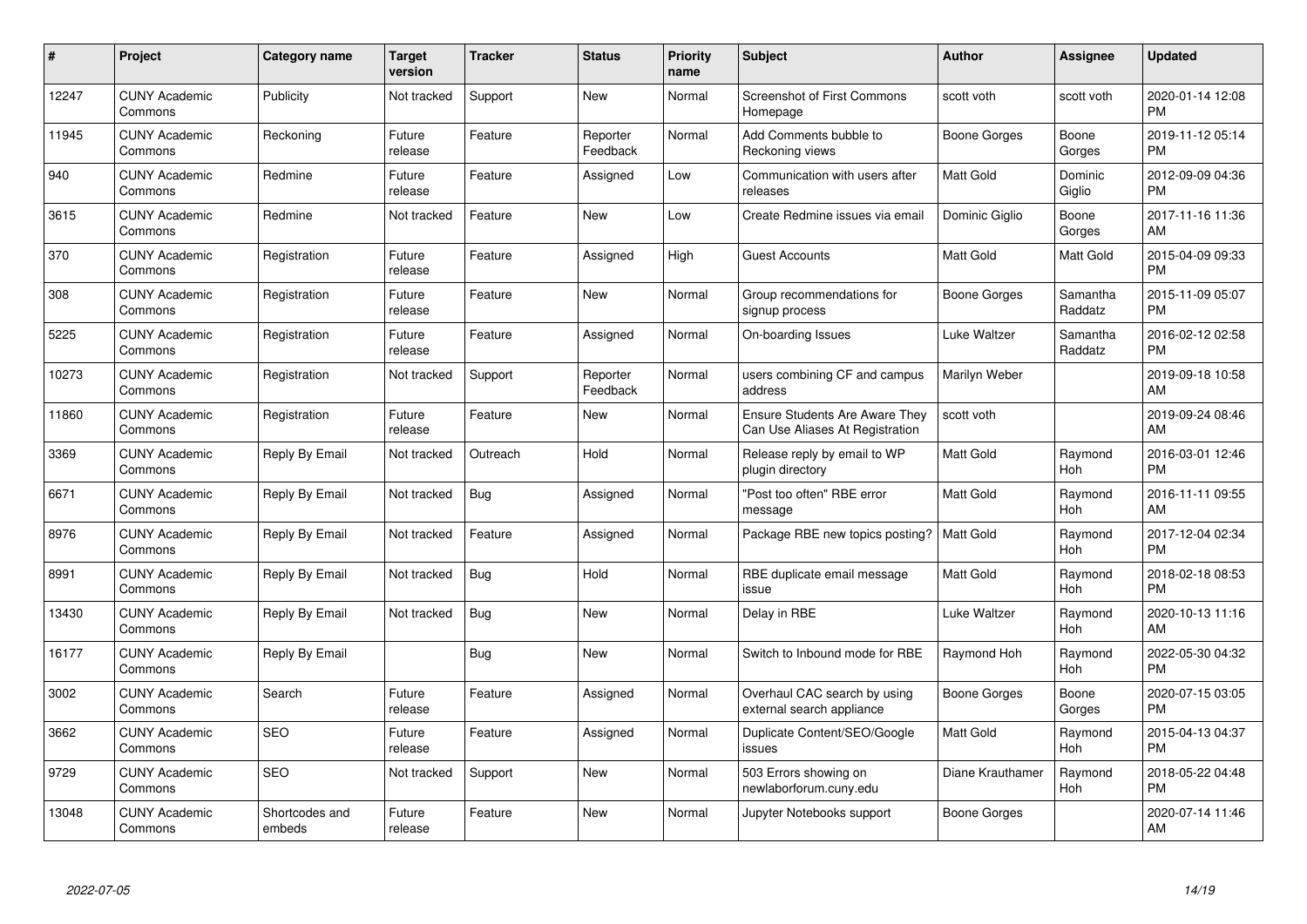| # | Project | Category name | Target version | Tracker | Status | Priority name | Subject | Author | Assignee | Updated |
|---|---|---|---|---|---|---|---|---|---|---|
| 12247 | CUNY Academic Commons | Publicity | Not tracked | Support | New | Normal | Screenshot of First Commons Homepage | scott voth | scott voth | 2020-01-14 12:08 PM |
| 11945 | CUNY Academic Commons | Reckoning | Future release | Feature | Reporter Feedback | Normal | Add Comments bubble to Reckoning views | Boone Gorges | Boone Gorges | 2019-11-12 05:14 PM |
| 940 | CUNY Academic Commons | Redmine | Future release | Feature | Assigned | Low | Communication with users after releases | Matt Gold | Dominic Giglio | 2012-09-09 04:36 PM |
| 3615 | CUNY Academic Commons | Redmine | Not tracked | Feature | New | Low | Create Redmine issues via email | Dominic Giglio | Boone Gorges | 2017-11-16 11:36 AM |
| 370 | CUNY Academic Commons | Registration | Future release | Feature | Assigned | High | Guest Accounts | Matt Gold | Matt Gold | 2015-04-09 09:33 PM |
| 308 | CUNY Academic Commons | Registration | Future release | Feature | New | Normal | Group recommendations for signup process | Boone Gorges | Samantha Raddatz | 2015-11-09 05:07 PM |
| 5225 | CUNY Academic Commons | Registration | Future release | Feature | Assigned | Normal | On-boarding Issues | Luke Waltzer | Samantha Raddatz | 2016-02-12 02:58 PM |
| 10273 | CUNY Academic Commons | Registration | Not tracked | Support | Reporter Feedback | Normal | users combining CF and campus address | Marilyn Weber | | 2019-09-18 10:58 AM |
| 11860 | CUNY Academic Commons | Registration | Future release | Feature | New | Normal | Ensure Students Are Aware They Can Use Aliases At Registration | scott voth | | 2019-09-24 08:46 AM |
| 3369 | CUNY Academic Commons | Reply By Email | Not tracked | Outreach | Hold | Normal | Release reply by email to WP plugin directory | Matt Gold | Raymond Hoh | 2016-03-01 12:46 PM |
| 6671 | CUNY Academic Commons | Reply By Email | Not tracked | Bug | Assigned | Normal | "Post too often" RBE error message | Matt Gold | Raymond Hoh | 2016-11-11 09:55 AM |
| 8976 | CUNY Academic Commons | Reply By Email | Not tracked | Feature | Assigned | Normal | Package RBE new topics posting? | Matt Gold | Raymond Hoh | 2017-12-04 02:34 PM |
| 8991 | CUNY Academic Commons | Reply By Email | Not tracked | Bug | Hold | Normal | RBE duplicate email message issue | Matt Gold | Raymond Hoh | 2018-02-18 08:53 PM |
| 13430 | CUNY Academic Commons | Reply By Email | Not tracked | Bug | New | Normal | Delay in RBE | Luke Waltzer | Raymond Hoh | 2020-10-13 11:16 AM |
| 16177 | CUNY Academic Commons | Reply By Email | | Bug | New | Normal | Switch to Inbound mode for RBE | Raymond Hoh | Raymond Hoh | 2022-05-30 04:32 PM |
| 3002 | CUNY Academic Commons | Search | Future release | Feature | Assigned | Normal | Overhaul CAC search by using external search appliance | Boone Gorges | Boone Gorges | 2020-07-15 03:05 PM |
| 3662 | CUNY Academic Commons | SEO | Future release | Feature | Assigned | Normal | Duplicate Content/SEO/Google issues | Matt Gold | Raymond Hoh | 2015-04-13 04:37 PM |
| 9729 | CUNY Academic Commons | SEO | Not tracked | Support | New | Normal | 503 Errors showing on newlaborforum.cuny.edu | Diane Krauthamer | Raymond Hoh | 2018-05-22 04:48 PM |
| 13048 | CUNY Academic Commons | Shortcodes and embeds | Future release | Feature | New | Normal | Jupyter Notebooks support | Boone Gorges | | 2020-07-14 11:46 AM |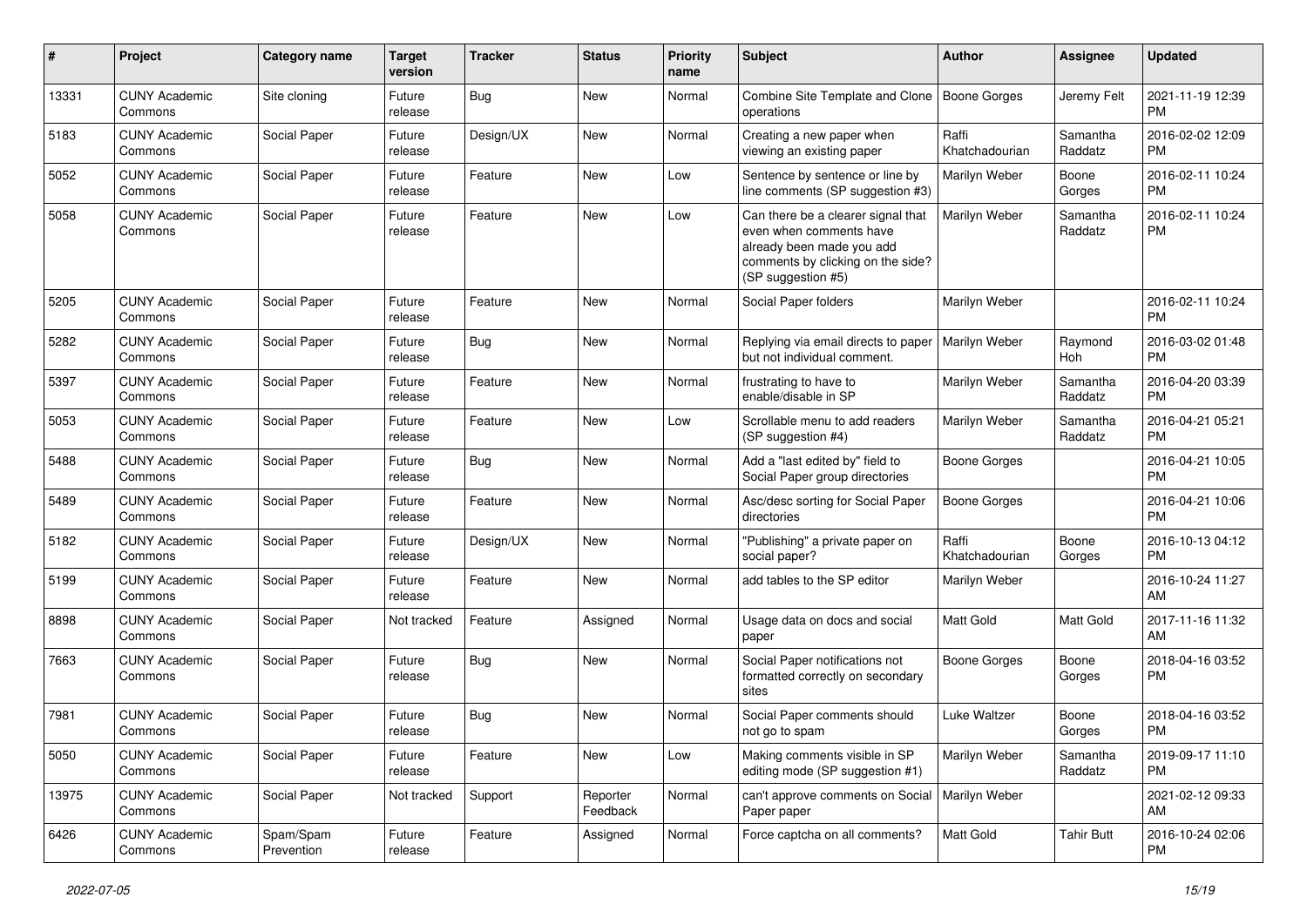| # | Project | Category name | Target version | Tracker | Status | Priority name | Subject | Author | Assignee | Updated |
|---|---|---|---|---|---|---|---|---|---|---|
| 13331 | CUNY Academic Commons | Site cloning | Future release | Bug | New | Normal | Combine Site Template and Clone operations | Boone Gorges | Jeremy Felt | 2021-11-19 12:39 PM |
| 5183 | CUNY Academic Commons | Social Paper | Future release | Design/UX | New | Normal | Creating a new paper when viewing an existing paper | Raffi Khatchadourian | Samantha Raddatz | 2016-02-02 12:09 PM |
| 5052 | CUNY Academic Commons | Social Paper | Future release | Feature | New | Low | Sentence by sentence or line by line comments (SP suggestion #3) | Marilyn Weber | Boone Gorges | 2016-02-11 10:24 PM |
| 5058 | CUNY Academic Commons | Social Paper | Future release | Feature | New | Low | Can there be a clearer signal that even when comments have already been made you add comments by clicking on the side? (SP suggestion #5) | Marilyn Weber | Samantha Raddatz | 2016-02-11 10:24 PM |
| 5205 | CUNY Academic Commons | Social Paper | Future release | Feature | New | Normal | Social Paper folders | Marilyn Weber | | 2016-02-11 10:24 PM |
| 5282 | CUNY Academic Commons | Social Paper | Future release | Bug | New | Normal | Replying via email directs to paper but not individual comment. | Marilyn Weber | Raymond Hoh | 2016-03-02 01:48 PM |
| 5397 | CUNY Academic Commons | Social Paper | Future release | Feature | New | Normal | frustrating to have to enable/disable in SP | Marilyn Weber | Samantha Raddatz | 2016-04-20 03:39 PM |
| 5053 | CUNY Academic Commons | Social Paper | Future release | Feature | New | Low | Scrollable menu to add readers (SP suggestion #4) | Marilyn Weber | Samantha Raddatz | 2016-04-21 05:21 PM |
| 5488 | CUNY Academic Commons | Social Paper | Future release | Bug | New | Normal | Add a "last edited by" field to Social Paper group directories | Boone Gorges | | 2016-04-21 10:05 PM |
| 5489 | CUNY Academic Commons | Social Paper | Future release | Feature | New | Normal | Asc/desc sorting for Social Paper directories | Boone Gorges | | 2016-04-21 10:06 PM |
| 5182 | CUNY Academic Commons | Social Paper | Future release | Design/UX | New | Normal | "Publishing" a private paper on social paper? | Raffi Khatchadourian | Boone Gorges | 2016-10-13 04:12 PM |
| 5199 | CUNY Academic Commons | Social Paper | Future release | Feature | New | Normal | add tables to the SP editor | Marilyn Weber | | 2016-10-24 11:27 AM |
| 8898 | CUNY Academic Commons | Social Paper | Not tracked | Feature | Assigned | Normal | Usage data on docs and social paper | Matt Gold | Matt Gold | 2017-11-16 11:32 AM |
| 7663 | CUNY Academic Commons | Social Paper | Future release | Bug | New | Normal | Social Paper notifications not formatted correctly on secondary sites | Boone Gorges | Boone Gorges | 2018-04-16 03:52 PM |
| 7981 | CUNY Academic Commons | Social Paper | Future release | Bug | New | Normal | Social Paper comments should not go to spam | Luke Waltzer | Boone Gorges | 2018-04-16 03:52 PM |
| 5050 | CUNY Academic Commons | Social Paper | Future release | Feature | New | Low | Making comments visible in SP editing mode (SP suggestion #1) | Marilyn Weber | Samantha Raddatz | 2019-09-17 11:10 PM |
| 13975 | CUNY Academic Commons | Social Paper | Not tracked | Support | Reporter Feedback | Normal | can't approve comments on Social Paper paper | Marilyn Weber | | 2021-02-12 09:33 AM |
| 6426 | CUNY Academic Commons | Spam/Spam Prevention | Future release | Feature | Assigned | Normal | Force captcha on all comments? | Matt Gold | Tahir Butt | 2016-10-24 02:06 PM |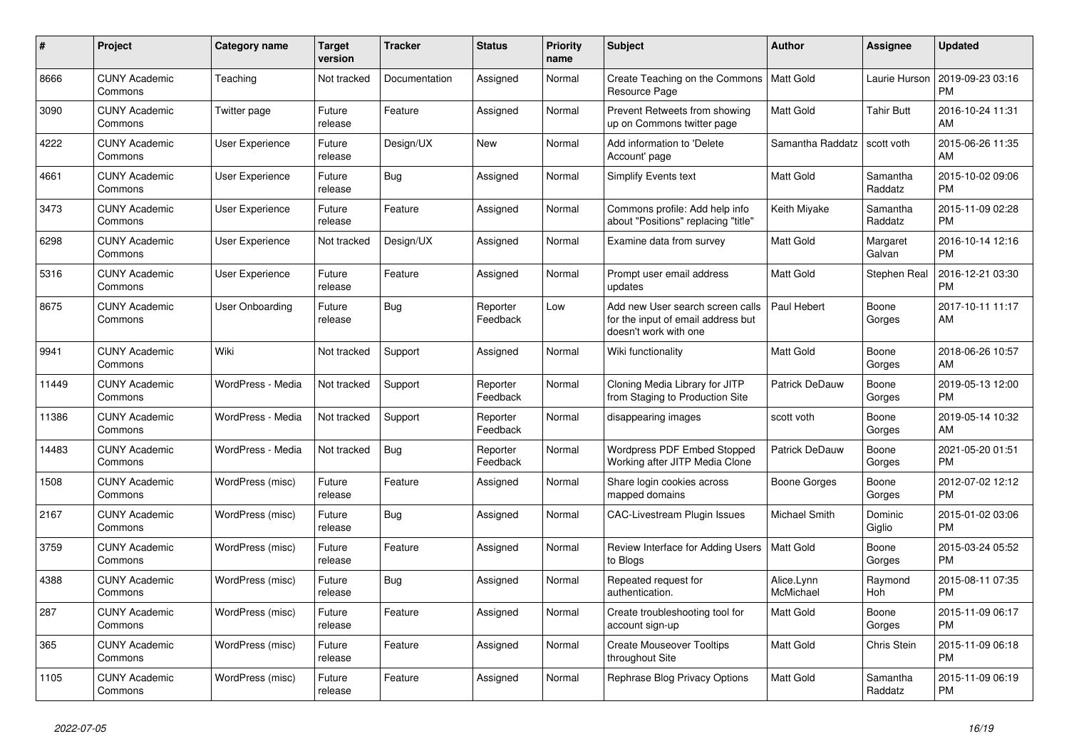| # | Project | Category name | Target version | Tracker | Status | Priority name | Subject | Author | Assignee | Updated |
|---|---|---|---|---|---|---|---|---|---|---|
| 8666 | CUNY Academic Commons | Teaching | Not tracked | Documentation | Assigned | Normal | Create Teaching on the Commons Resource Page | Matt Gold | Laurie Hurson | 2019-09-23 03:16 PM |
| 3090 | CUNY Academic Commons | Twitter page | Future release | Feature | Assigned | Normal | Prevent Retweets from showing up on Commons twitter page | Matt Gold | Tahir Butt | 2016-10-24 11:31 AM |
| 4222 | CUNY Academic Commons | User Experience | Future release | Design/UX | New | Normal | Add information to 'Delete Account' page | Samantha Raddatz | scott voth | 2015-06-26 11:35 AM |
| 4661 | CUNY Academic Commons | User Experience | Future release | Bug | Assigned | Normal | Simplify Events text | Matt Gold | Samantha Raddatz | 2015-10-02 09:06 PM |
| 3473 | CUNY Academic Commons | User Experience | Future release | Feature | Assigned | Normal | Commons profile: Add help info about "Positions" replacing "title" | Keith Miyake | Samantha Raddatz | 2015-11-09 02:28 PM |
| 6298 | CUNY Academic Commons | User Experience | Not tracked | Design/UX | Assigned | Normal | Examine data from survey | Matt Gold | Margaret Galvan | 2016-10-14 12:16 PM |
| 5316 | CUNY Academic Commons | User Experience | Future release | Feature | Assigned | Normal | Prompt user email address updates | Matt Gold | Stephen Real | 2016-12-21 03:30 PM |
| 8675 | CUNY Academic Commons | User Onboarding | Future release | Bug | Reporter Feedback | Low | Add new User search screen calls for the input of email address but doesn't work with one | Paul Hebert | Boone Gorges | 2017-10-11 11:17 AM |
| 9941 | CUNY Academic Commons | Wiki | Not tracked | Support | Assigned | Normal | Wiki functionality | Matt Gold | Boone Gorges | 2018-06-26 10:57 AM |
| 11449 | CUNY Academic Commons | WordPress - Media | Not tracked | Support | Reporter Feedback | Normal | Cloning Media Library for JITP from Staging to Production Site | Patrick DeDauw | Boone Gorges | 2019-05-13 12:00 PM |
| 11386 | CUNY Academic Commons | WordPress - Media | Not tracked | Support | Reporter Feedback | Normal | disappearing images | scott voth | Boone Gorges | 2019-05-14 10:32 AM |
| 14483 | CUNY Academic Commons | WordPress - Media | Not tracked | Bug | Reporter Feedback | Normal | Wordpress PDF Embed Stopped Working after JITP Media Clone | Patrick DeDauw | Boone Gorges | 2021-05-20 01:51 PM |
| 1508 | CUNY Academic Commons | WordPress (misc) | Future release | Feature | Assigned | Normal | Share login cookies across mapped domains | Boone Gorges | Boone Gorges | 2012-07-02 12:12 PM |
| 2167 | CUNY Academic Commons | WordPress (misc) | Future release | Bug | Assigned | Normal | CAC-Livestream Plugin Issues | Michael Smith | Dominic Giglio | 2015-01-02 03:06 PM |
| 3759 | CUNY Academic Commons | WordPress (misc) | Future release | Feature | Assigned | Normal | Review Interface for Adding Users to Blogs | Matt Gold | Boone Gorges | 2015-03-24 05:52 PM |
| 4388 | CUNY Academic Commons | WordPress (misc) | Future release | Bug | Assigned | Normal | Repeated request for authentication. | Alice.Lynn McMichael | Raymond Hoh | 2015-08-11 07:35 PM |
| 287 | CUNY Academic Commons | WordPress (misc) | Future release | Feature | Assigned | Normal | Create troubleshooting tool for account sign-up | Matt Gold | Boone Gorges | 2015-11-09 06:17 PM |
| 365 | CUNY Academic Commons | WordPress (misc) | Future release | Feature | Assigned | Normal | Create Mouseover Tooltips throughout Site | Matt Gold | Chris Stein | 2015-11-09 06:18 PM |
| 1105 | CUNY Academic Commons | WordPress (misc) | Future release | Feature | Assigned | Normal | Rephrase Blog Privacy Options | Matt Gold | Samantha Raddatz | 2015-11-09 06:19 PM |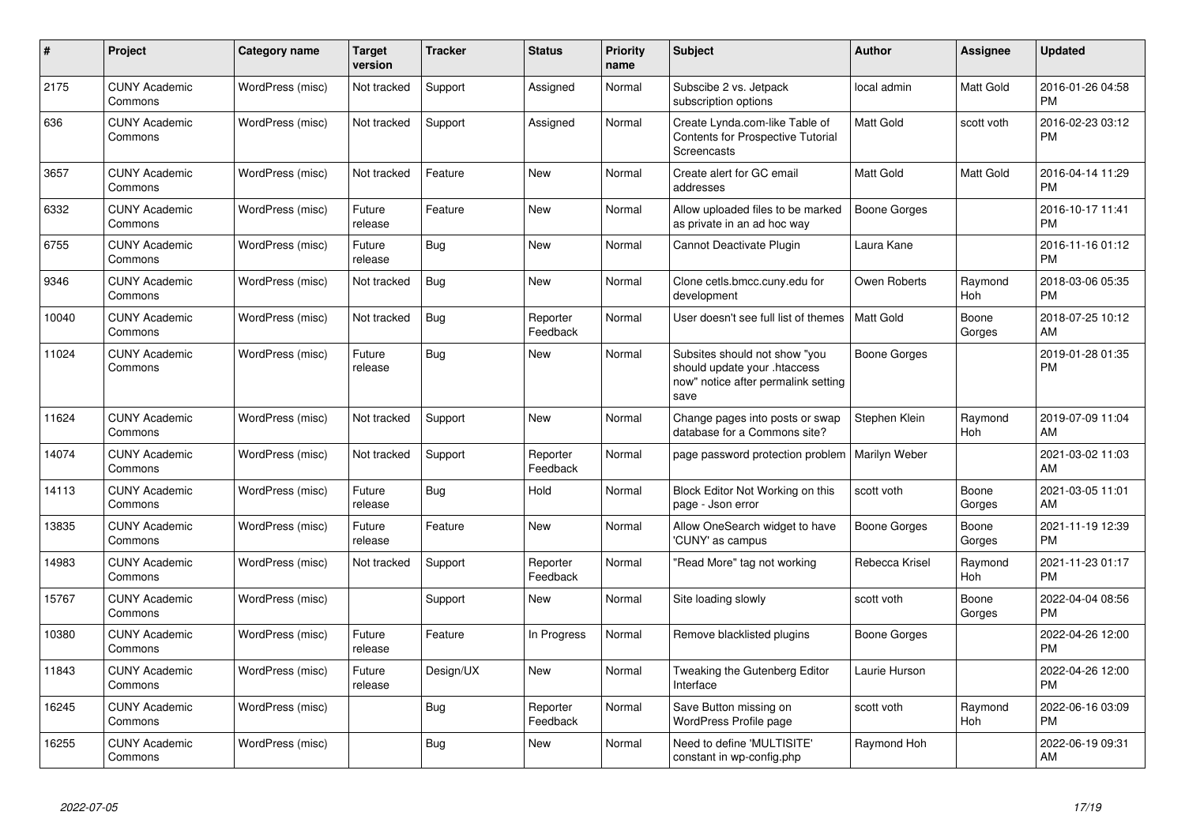| # | Project | Category name | Target version | Tracker | Status | Priority name | Subject | Author | Assignee | Updated |
|---|---|---|---|---|---|---|---|---|---|---|
| 2175 | CUNY Academic Commons | WordPress (misc) | Not tracked | Support | Assigned | Normal | Subscibe 2 vs. Jetpack subscription options | local admin | Matt Gold | 2016-01-26 04:58 PM |
| 636 | CUNY Academic Commons | WordPress (misc) | Not tracked | Support | Assigned | Normal | Create Lynda.com-like Table of Contents for Prospective Tutorial Screencasts | Matt Gold | scott voth | 2016-02-23 03:12 PM |
| 3657 | CUNY Academic Commons | WordPress (misc) | Not tracked | Feature | New | Normal | Create alert for GC email addresses | Matt Gold | Matt Gold | 2016-04-14 11:29 PM |
| 6332 | CUNY Academic Commons | WordPress (misc) | Future release | Feature | New | Normal | Allow uploaded files to be marked as private in an ad hoc way | Boone Gorges | | 2016-10-17 11:41 PM |
| 6755 | CUNY Academic Commons | WordPress (misc) | Future release | Bug | New | Normal | Cannot Deactivate Plugin | Laura Kane | | 2016-11-16 01:12 PM |
| 9346 | CUNY Academic Commons | WordPress (misc) | Not tracked | Bug | New | Normal | Clone cetls.bmcc.cuny.edu for development | Owen Roberts | Raymond Hoh | 2018-03-06 05:35 PM |
| 10040 | CUNY Academic Commons | WordPress (misc) | Not tracked | Bug | Reporter Feedback | Normal | User doesn't see full list of themes | Matt Gold | Boone Gorges | 2018-07-25 10:12 AM |
| 11024 | CUNY Academic Commons | WordPress (misc) | Future release | Bug | New | Normal | Subsites should not show "you should update your .htaccess now" notice after permalink setting save | Boone Gorges | | 2019-01-28 01:35 PM |
| 11624 | CUNY Academic Commons | WordPress (misc) | Not tracked | Support | New | Normal | Change pages into posts or swap database for a Commons site? | Stephen Klein | Raymond Hoh | 2019-07-09 11:04 AM |
| 14074 | CUNY Academic Commons | WordPress (misc) | Not tracked | Support | Reporter Feedback | Normal | page password protection problem | Marilyn Weber | | 2021-03-02 11:03 AM |
| 14113 | CUNY Academic Commons | WordPress (misc) | Future release | Bug | Hold | Normal | Block Editor Not Working on this page - Json error | scott voth | Boone Gorges | 2021-03-05 11:01 AM |
| 13835 | CUNY Academic Commons | WordPress (misc) | Future release | Feature | New | Normal | Allow OneSearch widget to have 'CUNY' as campus | Boone Gorges | Boone Gorges | 2021-11-19 12:39 PM |
| 14983 | CUNY Academic Commons | WordPress (misc) | Not tracked | Support | Reporter Feedback | Normal | "Read More" tag not working | Rebecca Krisel | Raymond Hoh | 2021-11-23 01:17 PM |
| 15767 | CUNY Academic Commons | WordPress (misc) | | Support | New | Normal | Site loading slowly | scott voth | Boone Gorges | 2022-04-04 08:56 PM |
| 10380 | CUNY Academic Commons | WordPress (misc) | Future release | Feature | In Progress | Normal | Remove blacklisted plugins | Boone Gorges | | 2022-04-26 12:00 PM |
| 11843 | CUNY Academic Commons | WordPress (misc) | Future release | Design/UX | New | Normal | Tweaking the Gutenberg Editor Interface | Laurie Hurson | | 2022-04-26 12:00 PM |
| 16245 | CUNY Academic Commons | WordPress (misc) | | Bug | Reporter Feedback | Normal | Save Button missing on WordPress Profile page | scott voth | Raymond Hoh | 2022-06-16 03:09 PM |
| 16255 | CUNY Academic Commons | WordPress (misc) | | Bug | New | Normal | Need to define 'MULTISITE' constant in wp-config.php | Raymond Hoh | | 2022-06-19 09:31 AM |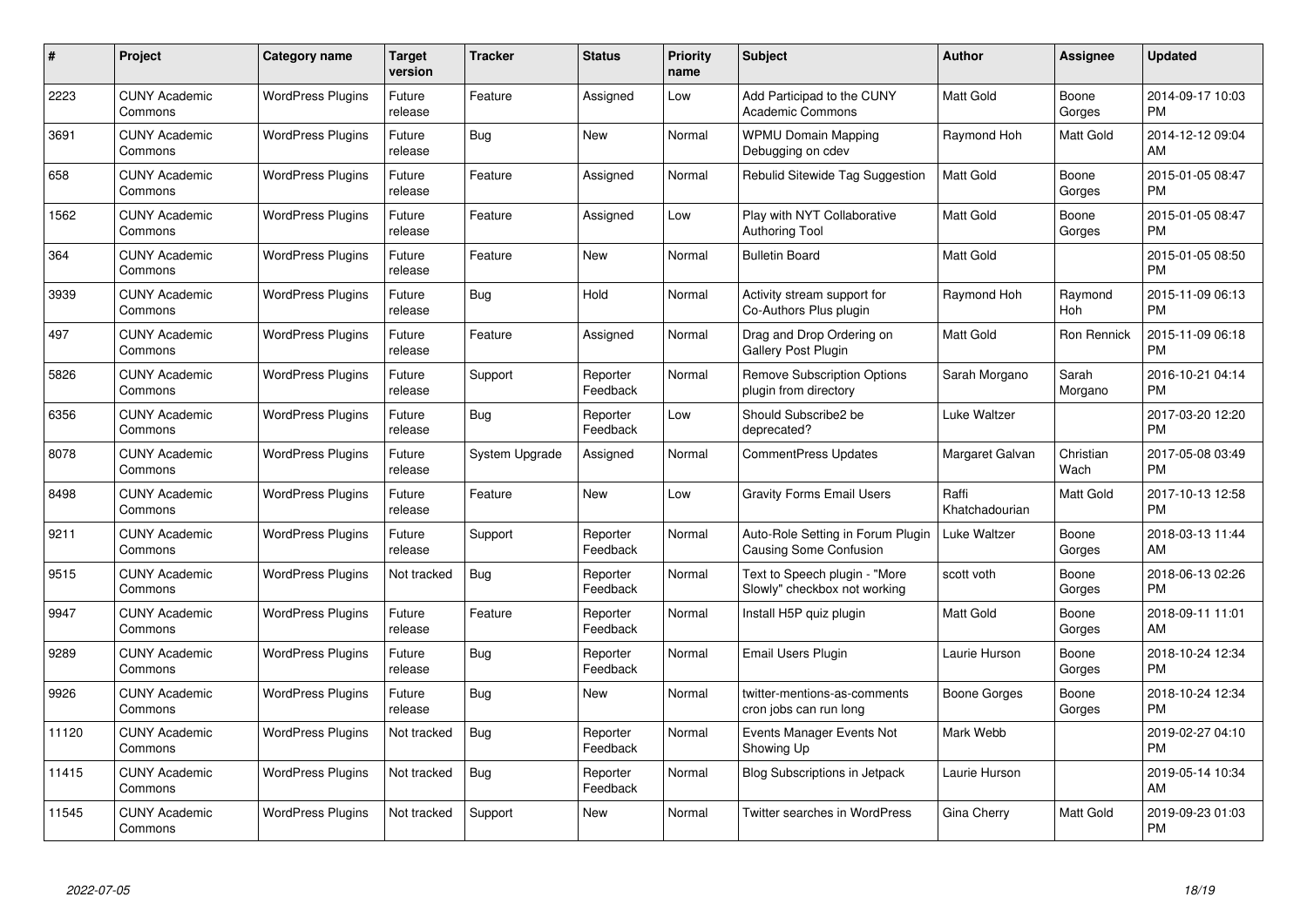| # | Project | Category name | Target version | Tracker | Status | Priority name | Subject | Author | Assignee | Updated |
|---|---|---|---|---|---|---|---|---|---|---|
| 2223 | CUNY Academic Commons | WordPress Plugins | Future release | Feature | Assigned | Low | Add Participad to the CUNY Academic Commons | Matt Gold | Boone Gorges | 2014-09-17 10:03 PM |
| 3691 | CUNY Academic Commons | WordPress Plugins | Future release | Bug | New | Normal | WPMU Domain Mapping Debugging on cdev | Raymond Hoh | Matt Gold | 2014-12-12 09:04 AM |
| 658 | CUNY Academic Commons | WordPress Plugins | Future release | Feature | Assigned | Normal | Rebulid Sitewide Tag Suggestion | Matt Gold | Boone Gorges | 2015-01-05 08:47 PM |
| 1562 | CUNY Academic Commons | WordPress Plugins | Future release | Feature | Assigned | Low | Play with NYT Collaborative Authoring Tool | Matt Gold | Boone Gorges | 2015-01-05 08:47 PM |
| 364 | CUNY Academic Commons | WordPress Plugins | Future release | Feature | New | Normal | Bulletin Board | Matt Gold | | 2015-01-05 08:50 PM |
| 3939 | CUNY Academic Commons | WordPress Plugins | Future release | Bug | Hold | Normal | Activity stream support for Co-Authors Plus plugin | Raymond Hoh | Raymond Hoh | 2015-11-09 06:13 PM |
| 497 | CUNY Academic Commons | WordPress Plugins | Future release | Feature | Assigned | Normal | Drag and Drop Ordering on Gallery Post Plugin | Matt Gold | Ron Rennick | 2015-11-09 06:18 PM |
| 5826 | CUNY Academic Commons | WordPress Plugins | Future release | Support | Reporter Feedback | Normal | Remove Subscription Options plugin from directory | Sarah Morgano | Sarah Morgano | 2016-10-21 04:14 PM |
| 6356 | CUNY Academic Commons | WordPress Plugins | Future release | Bug | Reporter Feedback | Low | Should Subscribe2 be deprecated? | Luke Waltzer | | 2017-03-20 12:20 PM |
| 8078 | CUNY Academic Commons | WordPress Plugins | Future release | System Upgrade | Assigned | Normal | CommentPress Updates | Margaret Galvan | Christian Wach | 2017-05-08 03:49 PM |
| 8498 | CUNY Academic Commons | WordPress Plugins | Future release | Feature | New | Low | Gravity Forms Email Users | Raffi Khatchadourian | Matt Gold | 2017-10-13 12:58 PM |
| 9211 | CUNY Academic Commons | WordPress Plugins | Future release | Support | Reporter Feedback | Normal | Auto-Role Setting in Forum Plugin Causing Some Confusion | Luke Waltzer | Boone Gorges | 2018-03-13 11:44 AM |
| 9515 | CUNY Academic Commons | WordPress Plugins | Not tracked | Bug | Reporter Feedback | Normal | Text to Speech plugin - "More Slowly" checkbox not working | scott voth | Boone Gorges | 2018-06-13 02:26 PM |
| 9947 | CUNY Academic Commons | WordPress Plugins | Future release | Feature | Reporter Feedback | Normal | Install H5P quiz plugin | Matt Gold | Boone Gorges | 2018-09-11 11:01 AM |
| 9289 | CUNY Academic Commons | WordPress Plugins | Future release | Bug | Reporter Feedback | Normal | Email Users Plugin | Laurie Hurson | Boone Gorges | 2018-10-24 12:34 PM |
| 9926 | CUNY Academic Commons | WordPress Plugins | Future release | Bug | New | Normal | twitter-mentions-as-comments cron jobs can run long | Boone Gorges | Boone Gorges | 2018-10-24 12:34 PM |
| 11120 | CUNY Academic Commons | WordPress Plugins | Not tracked | Bug | Reporter Feedback | Normal | Events Manager Events Not Showing Up | Mark Webb | | 2019-02-27 04:10 PM |
| 11415 | CUNY Academic Commons | WordPress Plugins | Not tracked | Bug | Reporter Feedback | Normal | Blog Subscriptions in Jetpack | Laurie Hurson | | 2019-05-14 10:34 AM |
| 11545 | CUNY Academic Commons | WordPress Plugins | Not tracked | Support | New | Normal | Twitter searches in WordPress | Gina Cherry | Matt Gold | 2019-09-23 01:03 PM |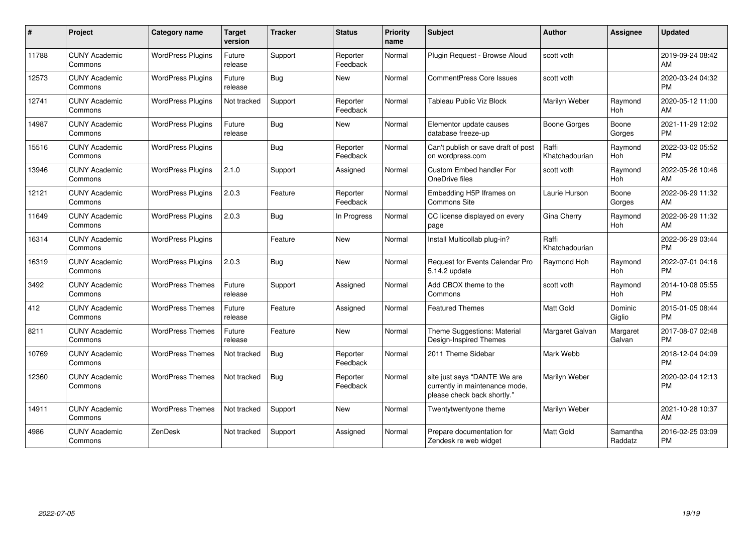| # | Project | Category name | Target version | Tracker | Status | Priority name | Subject | Author | Assignee | Updated |
|---|---|---|---|---|---|---|---|---|---|---|
| 11788 | CUNY Academic Commons | WordPress Plugins | Future release | Support | Reporter Feedback | Normal | Plugin Request - Browse Aloud | scott voth | | 2019-09-24 08:42 AM |
| 12573 | CUNY Academic Commons | WordPress Plugins | Future release | Bug | New | Normal | CommentPress Core Issues | scott voth | | 2020-03-24 04:32 PM |
| 12741 | CUNY Academic Commons | WordPress Plugins | Not tracked | Support | Reporter Feedback | Normal | Tableau Public Viz Block | Marilyn Weber | Raymond Hoh | 2020-05-12 11:00 AM |
| 14987 | CUNY Academic Commons | WordPress Plugins | Future release | Bug | New | Normal | Elementor update causes database freeze-up | Boone Gorges | Boone Gorges | 2021-11-29 12:02 PM |
| 15516 | CUNY Academic Commons | WordPress Plugins | | Bug | Reporter Feedback | Normal | Can't publish or save draft of post on wordpress.com | Raffi Khatchadourian | Raymond Hoh | 2022-03-02 05:52 PM |
| 13946 | CUNY Academic Commons | WordPress Plugins | 2.1.0 | Support | Assigned | Normal | Custom Embed handler For OneDrive files | scott voth | Raymond Hoh | 2022-05-26 10:46 AM |
| 12121 | CUNY Academic Commons | WordPress Plugins | 2.0.3 | Feature | Reporter Feedback | Normal | Embedding H5P Iframes on Commons Site | Laurie Hurson | Boone Gorges | 2022-06-29 11:32 AM |
| 11649 | CUNY Academic Commons | WordPress Plugins | 2.0.3 | Bug | In Progress | Normal | CC license displayed on every page | Gina Cherry | Raymond Hoh | 2022-06-29 11:32 AM |
| 16314 | CUNY Academic Commons | WordPress Plugins | | Feature | New | Normal | Install Multicollab plug-in? | Raffi Khatchadourian | | 2022-06-29 03:44 PM |
| 16319 | CUNY Academic Commons | WordPress Plugins | 2.0.3 | Bug | New | Normal | Request for Events Calendar Pro 5.14.2 update | Raymond Hoh | Raymond Hoh | 2022-07-01 04:16 PM |
| 3492 | CUNY Academic Commons | WordPress Themes | Future release | Support | Assigned | Normal | Add CBOX theme to the Commons | scott voth | Raymond Hoh | 2014-10-08 05:55 PM |
| 412 | CUNY Academic Commons | WordPress Themes | Future release | Feature | Assigned | Normal | Featured Themes | Matt Gold | Dominic Giglio | 2015-01-05 08:44 PM |
| 8211 | CUNY Academic Commons | WordPress Themes | Future release | Feature | New | Normal | Theme Suggestions: Material Design-Inspired Themes | Margaret Galvan | Margaret Galvan | 2017-08-07 02:48 PM |
| 10769 | CUNY Academic Commons | WordPress Themes | Not tracked | Bug | Reporter Feedback | Normal | 2011 Theme Sidebar | Mark Webb | | 2018-12-04 04:09 PM |
| 12360 | CUNY Academic Commons | WordPress Themes | Not tracked | Bug | Reporter Feedback | Normal | site just says "DANTE We are currently in maintenance mode, please check back shortly." | Marilyn Weber | | 2020-02-04 12:13 PM |
| 14911 | CUNY Academic Commons | WordPress Themes | Not tracked | Support | New | Normal | Twentytwentyone theme | Marilyn Weber | | 2021-10-28 10:37 AM |
| 4986 | CUNY Academic Commons | ZenDesk | Not tracked | Support | Assigned | Normal | Prepare documentation for Zendesk re web widget | Matt Gold | Samantha Raddatz | 2016-02-25 03:09 PM |